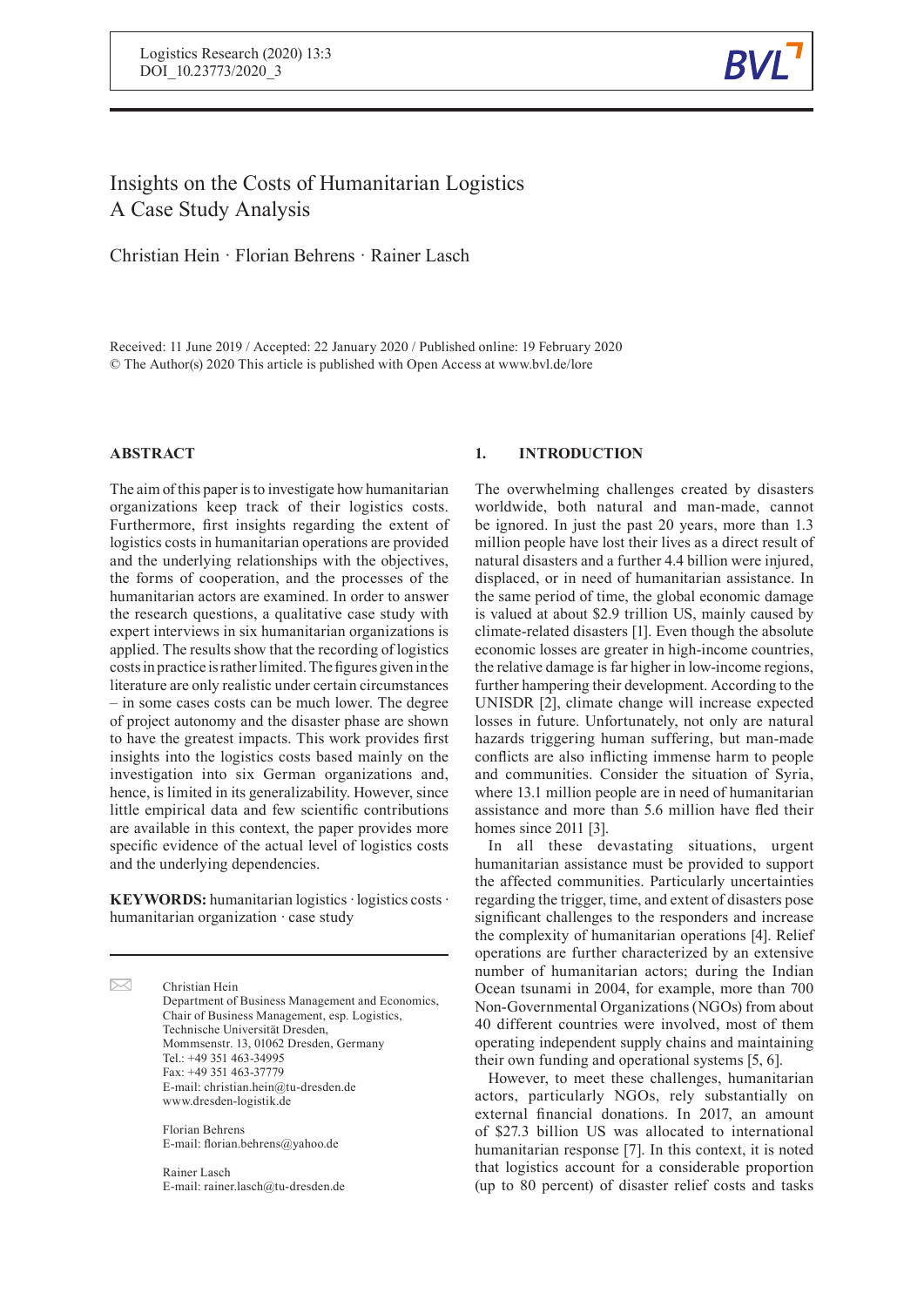Logistics Research (2020) 13:3
DOI_10.23773/2020_3

# Insights on the Costs of Humanitarian Logistics A Case Study Analysis

Christian Hein · Florian Behrens · Rainer Lasch

Received: 11 June 2019 / Accepted: 22 January 2020 / Published online: 19 February 2020
© The Author(s) 2020 This article is published with Open Access at www.bvl.de/lore

## ABSTRACT

The aim of this paper is to investigate how humanitarian organizations keep track of their logistics costs. Furthermore, first insights regarding the extent of logistics costs in humanitarian operations are provided and the underlying relationships with the objectives, the forms of cooperation, and the processes of the humanitarian actors are examined. In order to answer the research questions, a qualitative case study with expert interviews in six humanitarian organizations is applied. The results show that the recording of logistics costs in practice is rather limited. The figures given in the literature are only realistic under certain circumstances – in some cases costs can be much lower. The degree of project autonomy and the disaster phase are shown to have the greatest impacts. This work provides first insights into the logistics costs based mainly on the investigation into six German organizations and, hence, is limited in its generalizability. However, since little empirical data and few scientific contributions are available in this context, the paper provides more specific evidence of the actual level of logistics costs and the underlying dependencies.

**KEYWORDS:** humanitarian logistics · logistics costs · humanitarian organization · case study

Christian Hein
Department of Business Management and Economics,
Chair of Business Management, esp. Logistics,
Technische Universität Dresden,
Mommsenstr. 13, 01062 Dresden, Germany
Tel.: +49 351 463-34995
Fax: +49 351 463-37779
E-mail: christian.hein@tu-dresden.de
www.dresden-logistik.de

Florian Behrens
E-mail: florian.behrens@yahoo.de

Rainer Lasch
E-mail: rainer.lasch@tu-dresden.de

## 1. INTRODUCTION

The overwhelming challenges created by disasters worldwide, both natural and man-made, cannot be ignored. In just the past 20 years, more than 1.3 million people have lost their lives as a direct result of natural disasters and a further 4.4 billion were injured, displaced, or in need of humanitarian assistance. In the same period of time, the global economic damage is valued at about $2.9 trillion US, mainly caused by climate-related disasters [1]. Even though the absolute economic losses are greater in high-income countries, the relative damage is far higher in low-income regions, further hampering their development. According to the UNISDR [2], climate change will increase expected losses in future. Unfortunately, not only are natural hazards triggering human suffering, but man-made conflicts are also inflicting immense harm to people and communities. Consider the situation of Syria, where 13.1 million people are in need of humanitarian assistance and more than 5.6 million have fled their homes since 2011 [3].

In all these devastating situations, urgent humanitarian assistance must be provided to support the affected communities. Particularly uncertainties regarding the trigger, time, and extent of disasters pose significant challenges to the responders and increase the complexity of humanitarian operations [4]. Relief operations are further characterized by an extensive number of humanitarian actors; during the Indian Ocean tsunami in 2004, for example, more than 700 Non-Governmental Organizations (NGOs) from about 40 different countries were involved, most of them operating independent supply chains and maintaining their own funding and operational systems [5, 6].

However, to meet these challenges, humanitarian actors, particularly NGOs, rely substantially on external financial donations. In 2017, an amount of $27.3 billion US was allocated to international humanitarian response [7]. In this context, it is noted that logistics account for a considerable proportion (up to 80 percent) of disaster relief costs and tasks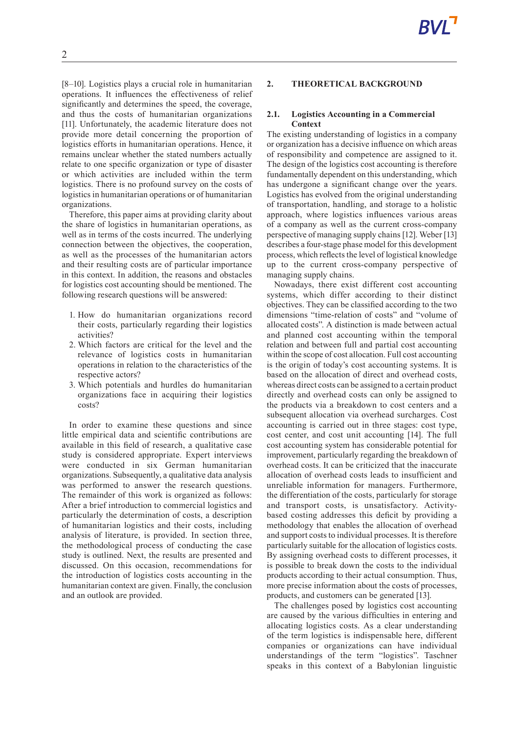[8–10]. Logistics plays a crucial role in humanitarian operations. It influences the effectiveness of relief significantly and determines the speed, the coverage, and thus the costs of humanitarian organizations [11]. Unfortunately, the academic literature does not provide more detail concerning the proportion of logistics efforts in humanitarian operations. Hence, it remains unclear whether the stated numbers actually relate to one specific organization or type of disaster or which activities are included within the term logistics. There is no profound survey on the costs of logistics in humanitarian operations or of humanitarian organizations.

Therefore, this paper aims at providing clarity about the share of logistics in humanitarian operations, as well as in terms of the costs incurred. The underlying connection between the objectives, the cooperation, as well as the processes of the humanitarian actors and their resulting costs are of particular importance in this context. In addition, the reasons and obstacles for logistics cost accounting should be mentioned. The following research questions will be answered:

1. How do humanitarian organizations record their costs, particularly regarding their logistics activities?
2. Which factors are critical for the level and the relevance of logistics costs in humanitarian operations in relation to the characteristics of the respective actors?
3. Which potentials and hurdles do humanitarian organizations face in acquiring their logistics costs?

In order to examine these questions and since little empirical data and scientific contributions are available in this field of research, a qualitative case study is considered appropriate. Expert interviews were conducted in six German humanitarian organizations. Subsequently, a qualitative data analysis was performed to answer the research questions. The remainder of this work is organized as follows: After a brief introduction to commercial logistics and particularly the determination of costs, a description of humanitarian logistics and their costs, including analysis of literature, is provided. In section three, the methodological process of conducting the case study is outlined. Next, the results are presented and discussed. On this occasion, recommendations for the introduction of logistics costs accounting in the humanitarian context are given. Finally, the conclusion and an outlook are provided.

## 2. THEORETICAL BACKGROUND

### 2.1. Logistics Accounting in a Commercial Context

The existing understanding of logistics in a company or organization has a decisive influence on which areas of responsibility and competence are assigned to it. The design of the logistics cost accounting is therefore fundamentally dependent on this understanding, which has undergone a significant change over the years. Logistics has evolved from the original understanding of transportation, handling, and storage to a holistic approach, where logistics influences various areas of a company as well as the current cross-company perspective of managing supply chains [12]. Weber [13] describes a four-stage phase model for this development process, which reflects the level of logistical knowledge up to the current cross-company perspective of managing supply chains.

Nowadays, there exist different cost accounting systems, which differ according to their distinct objectives. They can be classified according to the two dimensions "time-relation of costs" and "volume of allocated costs". A distinction is made between actual and planned cost accounting within the temporal relation and between full and partial cost accounting within the scope of cost allocation. Full cost accounting is the origin of today's cost accounting systems. It is based on the allocation of direct and overhead costs, whereas direct costs can be assigned to a certain product directly and overhead costs can only be assigned to the products via a breakdown to cost centers and a subsequent allocation via overhead surcharges. Cost accounting is carried out in three stages: cost type, cost center, and cost unit accounting [14]. The full cost accounting system has considerable potential for improvement, particularly regarding the breakdown of overhead costs. It can be criticized that the inaccurate allocation of overhead costs leads to insufficient and unreliable information for managers. Furthermore, the differentiation of the costs, particularly for storage and transport costs, is unsatisfactory. Activity-based costing addresses this deficit by providing a methodology that enables the allocation of overhead and support costs to individual processes. It is therefore particularly suitable for the allocation of logistics costs. By assigning overhead costs to different processes, it is possible to break down the costs to the individual products according to their actual consumption. Thus, more precise information about the costs of processes, products, and customers can be generated [13].

The challenges posed by logistics cost accounting are caused by the various difficulties in entering and allocating logistics costs. As a clear understanding of the term logistics is indispensable here, different companies or organizations can have individual understandings of the term "logistics". Taschner speaks in this context of a Babylonian linguistic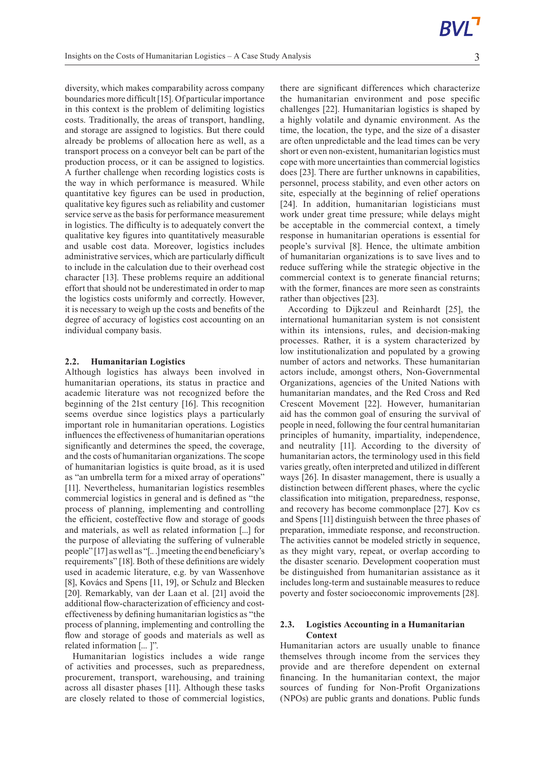diversity, which makes comparability across company boundaries more difficult [15]. Of particular importance in this context is the problem of delimiting logistics costs. Traditionally, the areas of transport, handling, and storage are assigned to logistics. But there could already be problems of allocation here as well, as a transport process on a conveyor belt can be part of the production process, or it can be assigned to logistics. A further challenge when recording logistics costs is the way in which performance is measured. While quantitative key figures can be used in production, qualitative key figures such as reliability and customer service serve as the basis for performance measurement in logistics. The difficulty is to adequately convert the qualitative key figures into quantitatively measurable and usable cost data. Moreover, logistics includes administrative services, which are particularly difficult to include in the calculation due to their overhead cost character [13]. These problems require an additional effort that should not be underestimated in order to map the logistics costs uniformly and correctly. However, it is necessary to weigh up the costs and benefits of the degree of accuracy of logistics cost accounting on an individual company basis.

### 2.2. Humanitarian Logistics

Although logistics has always been involved in humanitarian operations, its status in practice and academic literature was not recognized before the beginning of the 21st century [16]. This recognition seems overdue since logistics plays a particularly important role in humanitarian operations. Logistics influences the effectiveness of humanitarian operations significantly and determines the speed, the coverage, and the costs of humanitarian organizations. The scope of humanitarian logistics is quite broad, as it is used as "an umbrella term for a mixed array of operations" [11]. Nevertheless, humanitarian logistics resembles commercial logistics in general and is defined as "the process of planning, implementing and controlling the efficient, costeffective flow and storage of goods and materials, as well as related information [...] for the purpose of alleviating the suffering of vulnerable people" [17] as well as "[...] meeting the end beneficiary's requirements" [18]. Both of these definitions are widely used in academic literature, e.g. by van Wassenhove [8], Kovács and Spens [11, 19], or Schulz and Blecken [20]. Remarkably, van der Laan et al. [21] avoid the additional flow-characterization of efficiency and cost-effectiveness by defining humanitarian logistics as "the process of planning, implementing and controlling the flow and storage of goods and materials as well as related information [... ]".

Humanitarian logistics includes a wide range of activities and processes, such as preparedness, procurement, transport, warehousing, and training across all disaster phases [11]. Although these tasks are closely related to those of commercial logistics, there are significant differences which characterize the humanitarian environment and pose specific challenges [22]. Humanitarian logistics is shaped by a highly volatile and dynamic environment. As the time, the location, the type, and the size of a disaster are often unpredictable and the lead times can be very short or even non-existent, humanitarian logistics must cope with more uncertainties than commercial logistics does [23]. There are further unknowns in capabilities, personnel, process stability, and even other actors on site, especially at the beginning of relief operations [24]. In addition, humanitarian logisticians must work under great time pressure; while delays might be acceptable in the commercial context, a timely response in humanitarian operations is essential for people's survival [8]. Hence, the ultimate ambition of humanitarian organizations is to save lives and to reduce suffering while the strategic objective in the commercial context is to generate financial returns; with the former, finances are more seen as constraints rather than objectives [23].

According to Dijkzeul and Reinhardt [25], the international humanitarian system is not consistent within its intensions, rules, and decision-making processes. Rather, it is a system characterized by low institutionalization and populated by a growing number of actors and networks. These humanitarian actors include, amongst others, Non-Governmental Organizations, agencies of the United Nations with humanitarian mandates, and the Red Cross and Red Crescent Movement [22]. However, humanitarian aid has the common goal of ensuring the survival of people in need, following the four central humanitarian principles of humanity, impartiality, independence, and neutrality [11]. According to the diversity of humanitarian actors, the terminology used in this field varies greatly, often interpreted and utilized in different ways [26]. In disaster management, there is usually a distinction between different phases, where the cyclic classification into mitigation, preparedness, response, and recovery has become commonplace [27]. Kov cs and Spens [11] distinguish between the three phases of preparation, immediate response, and reconstruction. The activities cannot be modeled strictly in sequence, as they might vary, repeat, or overlap according to the disaster scenario. Development cooperation must be distinguished from humanitarian assistance as it includes long-term and sustainable measures to reduce poverty and foster socioeconomic improvements [28].

### 2.3. Logistics Accounting in a Humanitarian Context

Humanitarian actors are usually unable to finance themselves through income from the services they provide and are therefore dependent on external financing. In the humanitarian context, the major sources of funding for Non-Profit Organizations (NPOs) are public grants and donations. Public funds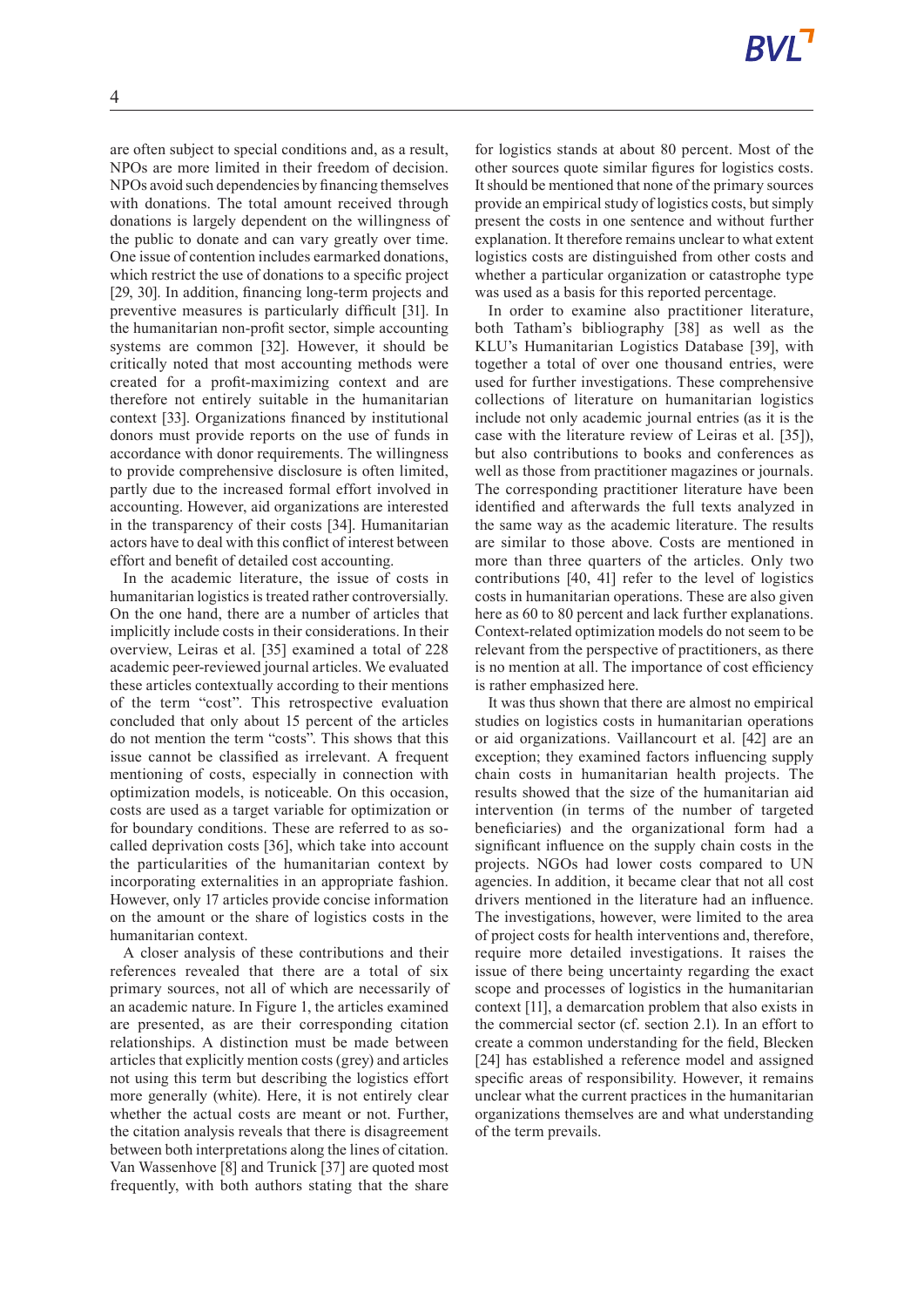are often subject to special conditions and, as a result, NPOs are more limited in their freedom of decision. NPOs avoid such dependencies by financing themselves with donations. The total amount received through donations is largely dependent on the willingness of the public to donate and can vary greatly over time. One issue of contention includes earmarked donations, which restrict the use of donations to a specific project [29, 30]. In addition, financing long-term projects and preventive measures is particularly difficult [31]. In the humanitarian non-profit sector, simple accounting systems are common [32]. However, it should be critically noted that most accounting methods were created for a profit-maximizing context and are therefore not entirely suitable in the humanitarian context [33]. Organizations financed by institutional donors must provide reports on the use of funds in accordance with donor requirements. The willingness to provide comprehensive disclosure is often limited, partly due to the increased formal effort involved in accounting. However, aid organizations are interested in the transparency of their costs [34]. Humanitarian actors have to deal with this conflict of interest between effort and benefit of detailed cost accounting.

In the academic literature, the issue of costs in humanitarian logistics is treated rather controversially. On the one hand, there are a number of articles that implicitly include costs in their considerations. In their overview, Leiras et al. [35] examined a total of 228 academic peer-reviewed journal articles. We evaluated these articles contextually according to their mentions of the term "cost". This retrospective evaluation concluded that only about 15 percent of the articles do not mention the term "costs". This shows that this issue cannot be classified as irrelevant. A frequent mentioning of costs, especially in connection with optimization models, is noticeable. On this occasion, costs are used as a target variable for optimization or for boundary conditions. These are referred to as so-called deprivation costs [36], which take into account the particularities of the humanitarian context by incorporating externalities in an appropriate fashion. However, only 17 articles provide concise information on the amount or the share of logistics costs in the humanitarian context.

A closer analysis of these contributions and their references revealed that there are a total of six primary sources, not all of which are necessarily of an academic nature. In Figure 1, the articles examined are presented, as are their corresponding citation relationships. A distinction must be made between articles that explicitly mention costs (grey) and articles not using this term but describing the logistics effort more generally (white). Here, it is not entirely clear whether the actual costs are meant or not. Further, the citation analysis reveals that there is disagreement between both interpretations along the lines of citation. Van Wassenhove [8] and Trunick [37] are quoted most frequently, with both authors stating that the share for logistics stands at about 80 percent. Most of the other sources quote similar figures for logistics costs. It should be mentioned that none of the primary sources provide an empirical study of logistics costs, but simply present the costs in one sentence and without further explanation. It therefore remains unclear to what extent logistics costs are distinguished from other costs and whether a particular organization or catastrophe type was used as a basis for this reported percentage.

In order to examine also practitioner literature, both Tatham's bibliography [38] as well as the KLU's Humanitarian Logistics Database [39], with together a total of over one thousand entries, were used for further investigations. These comprehensive collections of literature on humanitarian logistics include not only academic journal entries (as it is the case with the literature review of Leiras et al. [35]), but also contributions to books and conferences as well as those from practitioner magazines or journals. The corresponding practitioner literature have been identified and afterwards the full texts analyzed in the same way as the academic literature. The results are similar to those above. Costs are mentioned in more than three quarters of the articles. Only two contributions [40, 41] refer to the level of logistics costs in humanitarian operations. These are also given here as 60 to 80 percent and lack further explanations. Context-related optimization models do not seem to be relevant from the perspective of practitioners, as there is no mention at all. The importance of cost efficiency is rather emphasized here.

It was thus shown that there are almost no empirical studies on logistics costs in humanitarian operations or aid organizations. Vaillancourt et al. [42] are an exception; they examined factors influencing supply chain costs in humanitarian health projects. The results showed that the size of the humanitarian aid intervention (in terms of the number of targeted beneficiaries) and the organizational form had a significant influence on the supply chain costs in the projects. NGOs had lower costs compared to UN agencies. In addition, it became clear that not all cost drivers mentioned in the literature had an influence. The investigations, however, were limited to the area of project costs for health interventions and, therefore, require more detailed investigations. It raises the issue of there being uncertainty regarding the exact scope and processes of logistics in the humanitarian context [11], a demarcation problem that also exists in the commercial sector (cf. section 2.1). In an effort to create a common understanding for the field, Blecken [24] has established a reference model and assigned specific areas of responsibility. However, it remains unclear what the current practices in the humanitarian organizations themselves are and what understanding of the term prevails.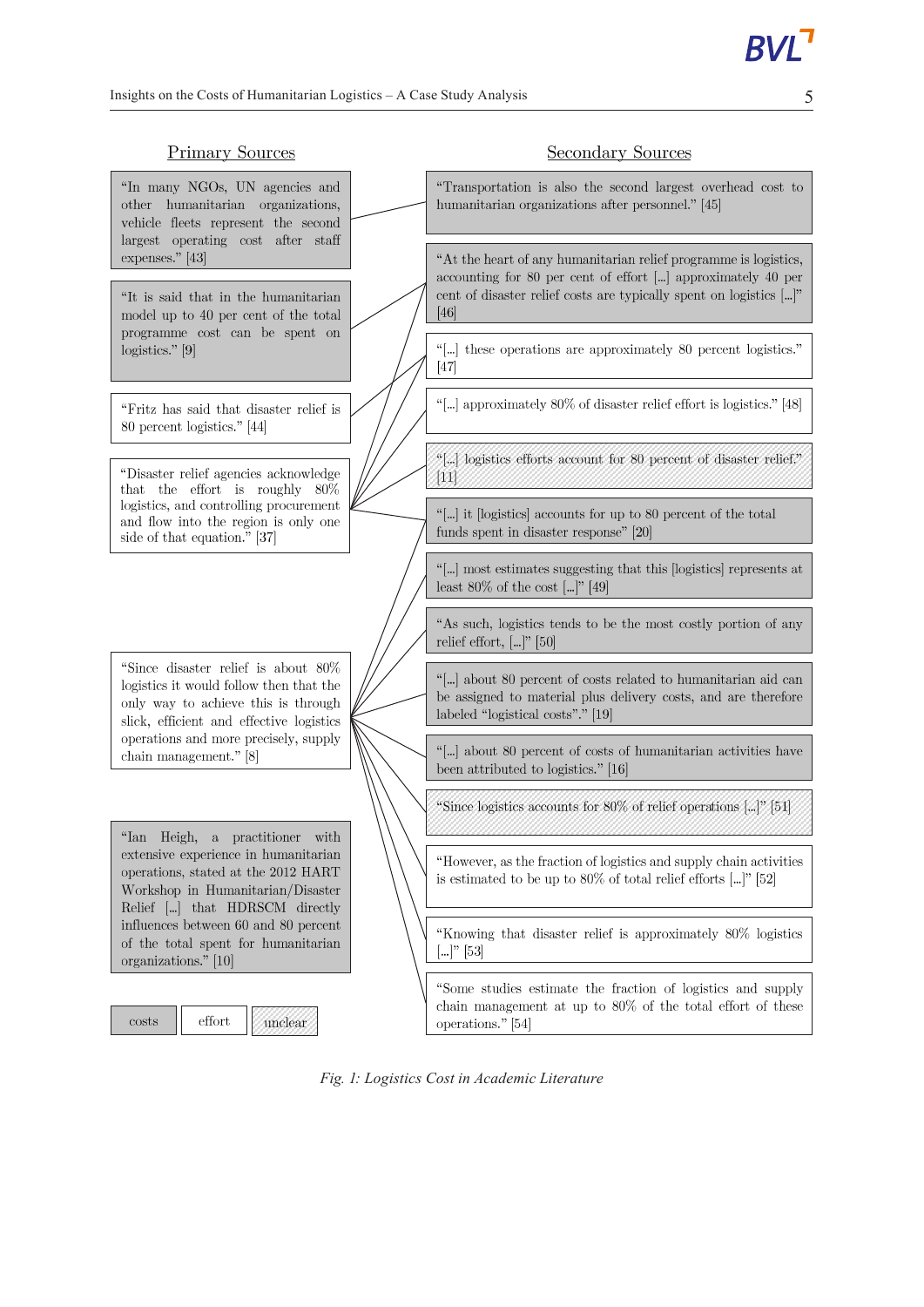## Primary Sources

"In many NGOs, UN agencies and other humanitarian organizations, vehicle fleets represent the second largest operating cost after staff expenses." [43]

"It is said that in the humanitarian model up to 40 per cent of the total programme cost can be spent on logistics." [9]

"Fritz has said that disaster relief is 80 percent logistics." [44]

"Disaster relief agencies acknowledge that the effort is roughly 80% logistics, and controlling procurement and flow into the region is only one side of that equation." [37]

"Since disaster relief is about 80% logistics it would follow then that the only way to achieve this is through slick, efficient and effective logistics operations and more precisely, supply chain management." [8]

"Ian Heigh, a practitioner with extensive experience in humanitarian operations, stated at the 2012 HART Workshop in Humanitarian/Disaster Relief [...] that HDRSCM directly influences between 60 and 80 percent of the total spent for humanitarian organizations." [10]

Legend: costs | effort | unclear

## Secondary Sources

"Transportation is also the second largest overhead cost to humanitarian organizations after personnel." [45]

"At the heart of any humanitarian relief programme is logistics, accounting for 80 per cent of effort [...] approximately 40 per cent of disaster relief costs are typically spent on logistics [...]" [46]

"[...] these operations are approximately 80 percent logistics." [47]

"[...] approximately 80% of disaster relief effort is logistics." [48]

"[...] logistics efforts account for 80 percent of disaster relief." [11]

"[...] it [logistics] accounts for up to 80 percent of the total funds spent in disaster response" [20]

"[...] most estimates suggesting that this [logistics] represents at least 80% of the cost [...]" [49]

"As such, logistics tends to be the most costly portion of any relief effort, [...]" [50]

"[...] about 80 percent of costs related to humanitarian aid can be assigned to material plus delivery costs, and are therefore labeled "logistical costs"." [19]

"[...] about 80 percent of costs of humanitarian activities have been attributed to logistics." [16]

"Since logistics accounts for 80% of relief operations [...]" [51]

"However, as the fraction of logistics and supply chain activities is estimated to be up to 80% of total relief efforts [...]" [52]

"Knowing that disaster relief is approximately 80% logistics [...]" [53]

"Some studies estimate the fraction of logistics and supply chain management at up to 80% of the total effort of these operations." [54]

*Fig. 1: Logistics Cost in Academic Literature*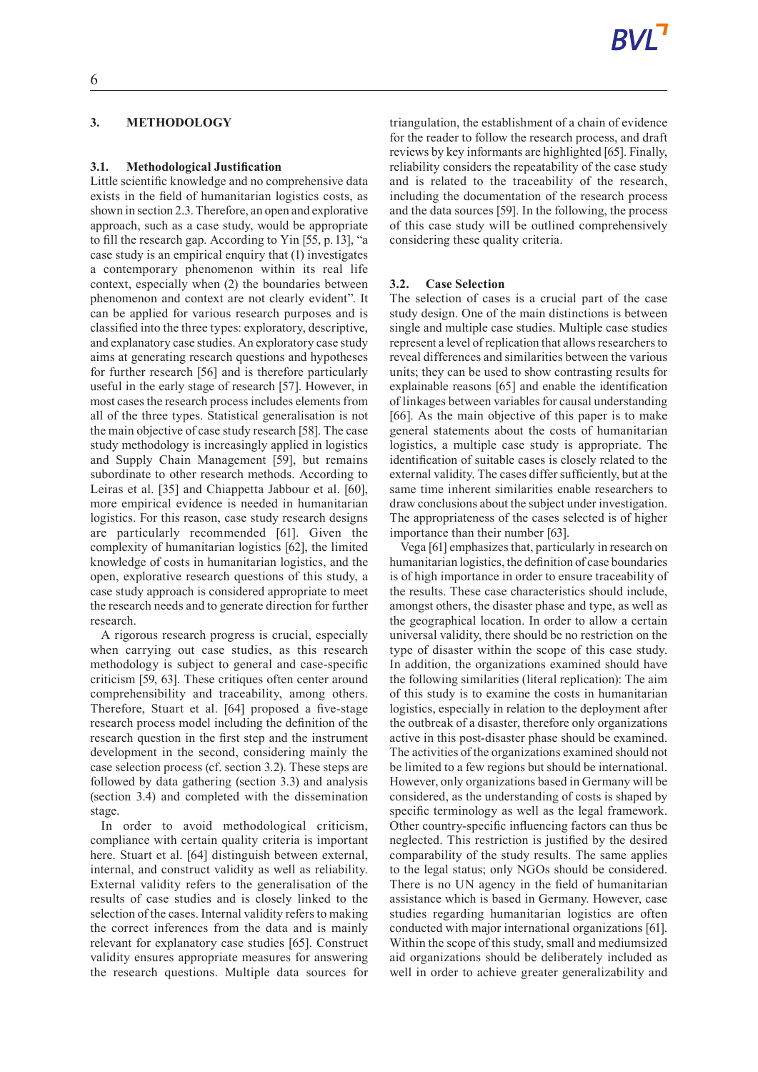## 3. METHODOLOGY

### 3.1. Methodological Justification

Little scientific knowledge and no comprehensive data exists in the field of humanitarian logistics costs, as shown in section 2.3. Therefore, an open and explorative approach, such as a case study, would be appropriate to fill the research gap. According to Yin [55, p. 13], "a case study is an empirical enquiry that (1) investigates a contemporary phenomenon within its real life context, especially when (2) the boundaries between phenomenon and context are not clearly evident". It can be applied for various research purposes and is classified into the three types: exploratory, descriptive, and explanatory case studies. An exploratory case study aims at generating research questions and hypotheses for further research [56] and is therefore particularly useful in the early stage of research [57]. However, in most cases the research process includes elements from all of the three types. Statistical generalisation is not the main objective of case study research [58]. The case study methodology is increasingly applied in logistics and Supply Chain Management [59], but remains subordinate to other research methods. According to Leiras et al. [35] and Chiappetta Jabbour et al. [60], more empirical evidence is needed in humanitarian logistics. For this reason, case study research designs are particularly recommended [61]. Given the complexity of humanitarian logistics [62], the limited knowledge of costs in humanitarian logistics, and the open, explorative research questions of this study, a case study approach is considered appropriate to meet the research needs and to generate direction for further research.

A rigorous research progress is crucial, especially when carrying out case studies, as this research methodology is subject to general and case-specific criticism [59, 63]. These critiques often center around comprehensibility and traceability, among others. Therefore, Stuart et al. [64] proposed a five-stage research process model including the definition of the research question in the first step and the instrument development in the second, considering mainly the case selection process (cf. section 3.2). These steps are followed by data gathering (section 3.3) and analysis (section 3.4) and completed with the dissemination stage.

In order to avoid methodological criticism, compliance with certain quality criteria is important here. Stuart et al. [64] distinguish between external, internal, and construct validity as well as reliability. External validity refers to the generalisation of the results of case studies and is closely linked to the selection of the cases. Internal validity refers to making the correct inferences from the data and is mainly relevant for explanatory case studies [65]. Construct validity ensures appropriate measures for answering the research questions. Multiple data sources for triangulation, the establishment of a chain of evidence for the reader to follow the research process, and draft reviews by key informants are highlighted [65]. Finally, reliability considers the repeatability of the case study and is related to the traceability of the research, including the documentation of the research process and the data sources [59]. In the following, the process of this case study will be outlined comprehensively considering these quality criteria.

### 3.2. Case Selection

The selection of cases is a crucial part of the case study design. One of the main distinctions is between single and multiple case studies. Multiple case studies represent a level of replication that allows researchers to reveal differences and similarities between the various units; they can be used to show contrasting results for explainable reasons [65] and enable the identification of linkages between variables for causal understanding [66]. As the main objective of this paper is to make general statements about the costs of humanitarian logistics, a multiple case study is appropriate. The identification of suitable cases is closely related to the external validity. The cases differ sufficiently, but at the same time inherent similarities enable researchers to draw conclusions about the subject under investigation. The appropriateness of the cases selected is of higher importance than their number [63].

Vega [61] emphasizes that, particularly in research on humanitarian logistics, the definition of case boundaries is of high importance in order to ensure traceability of the results. These case characteristics should include, amongst others, the disaster phase and type, as well as the geographical location. In order to allow a certain universal validity, there should be no restriction on the type of disaster within the scope of this case study. In addition, the organizations examined should have the following similarities (literal replication): The aim of this study is to examine the costs in humanitarian logistics, especially in relation to the deployment after the outbreak of a disaster, therefore only organizations active in this post-disaster phase should be examined. The activities of the organizations examined should not be limited to a few regions but should be international. However, only organizations based in Germany will be considered, as the understanding of costs is shaped by specific terminology as well as the legal framework. Other country-specific influencing factors can thus be neglected. This restriction is justified by the desired comparability of the study results. The same applies to the legal status; only NGOs should be considered. There is no UN agency in the field of humanitarian assistance which is based in Germany. However, case studies regarding humanitarian logistics are often conducted with major international organizations [61]. Within the scope of this study, small and mediumsized aid organizations should be deliberately included as well in order to achieve greater generalizability and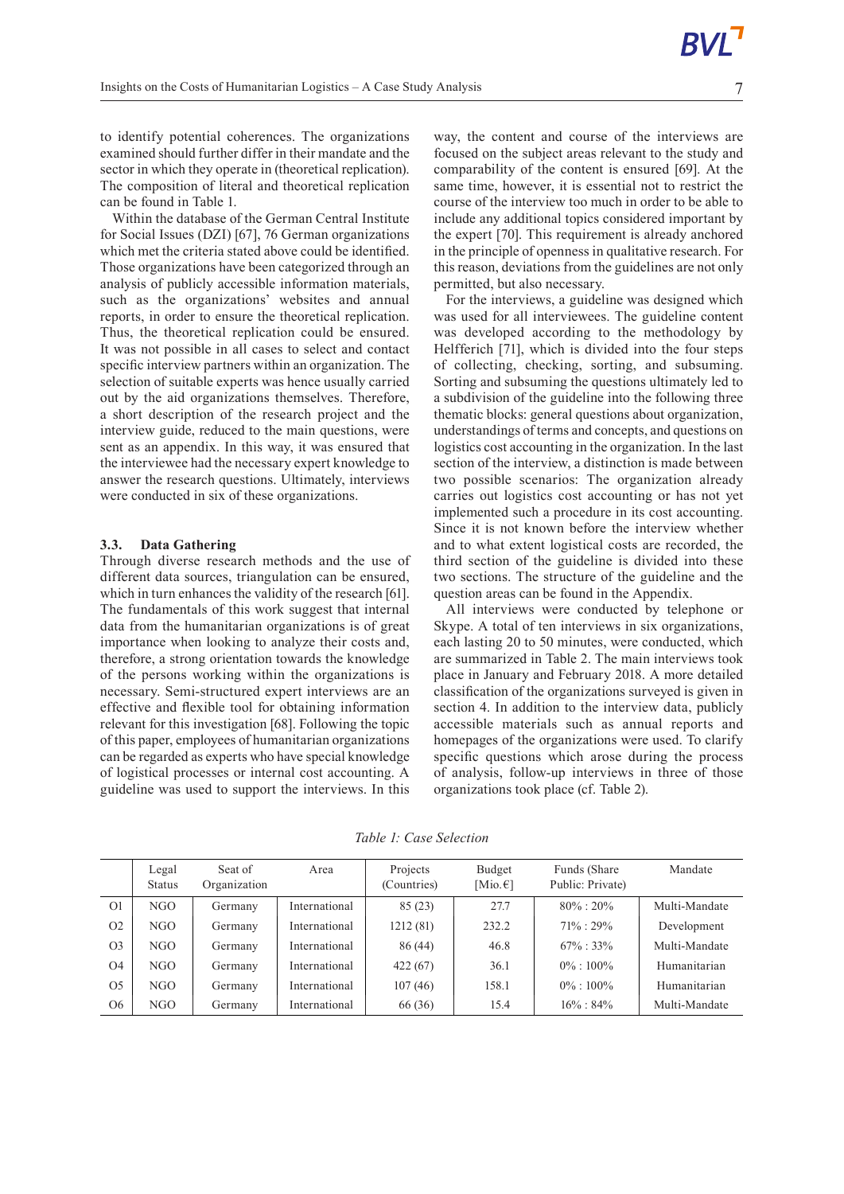to identify potential coherences. The organizations examined should further differ in their mandate and the sector in which they operate in (theoretical replication). The composition of literal and theoretical replication can be found in Table 1.

Within the database of the German Central Institute for Social Issues (DZI) [67], 76 German organizations which met the criteria stated above could be identified. Those organizations have been categorized through an analysis of publicly accessible information materials, such as the organizations' websites and annual reports, in order to ensure the theoretical replication. Thus, the theoretical replication could be ensured. It was not possible in all cases to select and contact specific interview partners within an organization. The selection of suitable experts was hence usually carried out by the aid organizations themselves. Therefore, a short description of the research project and the interview guide, reduced to the main questions, were sent as an appendix. In this way, it was ensured that the interviewee had the necessary expert knowledge to answer the research questions. Ultimately, interviews were conducted in six of these organizations.

### 3.3. Data Gathering

Through diverse research methods and the use of different data sources, triangulation can be ensured, which in turn enhances the validity of the research [61]. The fundamentals of this work suggest that internal data from the humanitarian organizations is of great importance when looking to analyze their costs and, therefore, a strong orientation towards the knowledge of the persons working within the organizations is necessary. Semi-structured expert interviews are an effective and flexible tool for obtaining information relevant for this investigation [68]. Following the topic of this paper, employees of humanitarian organizations can be regarded as experts who have special knowledge of logistical processes or internal cost accounting. A guideline was used to support the interviews. In this way, the content and course of the interviews are focused on the subject areas relevant to the study and comparability of the content is ensured [69]. At the same time, however, it is essential not to restrict the course of the interview too much in order to be able to include any additional topics considered important by the expert [70]. This requirement is already anchored in the principle of openness in qualitative research. For this reason, deviations from the guidelines are not only permitted, but also necessary.

For the interviews, a guideline was designed which was used for all interviewees. The guideline content was developed according to the methodology by Helfferich [71], which is divided into the four steps of collecting, checking, sorting, and subsuming. Sorting and subsuming the questions ultimately led to a subdivision of the guideline into the following three thematic blocks: general questions about organization, understandings of terms and concepts, and questions on logistics cost accounting in the organization. In the last section of the interview, a distinction is made between two possible scenarios: The organization already carries out logistics cost accounting or has not yet implemented such a procedure in its cost accounting. Since it is not known before the interview whether and to what extent logistical costs are recorded, the third section of the guideline is divided into these two sections. The structure of the guideline and the question areas can be found in the Appendix.

All interviews were conducted by telephone or Skype. A total of ten interviews in six organizations, each lasting 20 to 50 minutes, were conducted, which are summarized in Table 2. The main interviews took place in January and February 2018. A more detailed classification of the organizations surveyed is given in section 4. In addition to the interview data, publicly accessible materials such as annual reports and homepages of the organizations were used. To clarify specific questions which arose during the process of analysis, follow-up interviews in three of those organizations took place (cf. Table 2).

*Table 1: Case Selection*

| | Legal Status | Seat of Organization | Area | Projects (Countries) | Budget [Mio.€] | Funds (Share Public: Private) | Mandate |
|---|---|---|---|---|---|---|---|
| O1 | NGO | Germany | International | 85 (23) | 27.7 | 80% : 20% | Multi-Mandate |
| O2 | NGO | Germany | International | 1212 (81) | 232.2 | 71% : 29% | Development |
| O3 | NGO | Germany | International | 86 (44) | 46.8 | 67% : 33% | Multi-Mandate |
| O4 | NGO | Germany | International | 422 (67) | 36.1 | 0% : 100% | Humanitarian |
| O5 | NGO | Germany | International | 107 (46) | 158.1 | 0% : 100% | Humanitarian |
| O6 | NGO | Germany | International | 66 (36) | 15.4 | 16% : 84% | Multi-Mandate |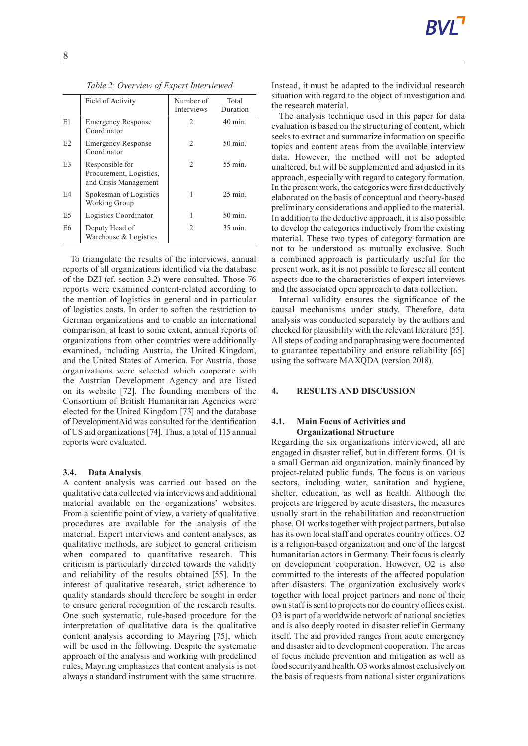*Table 2: Overview of Expert Interviewed*

| | Field of Activity | Number of Interviews | Total Duration |
|---|---|---|---|
| E1 | Emergency Response Coordinator | 2 | 40 min. |
| E2 | Emergency Response Coordinator | 2 | 50 min. |
| E3 | Responsible for Procurement, Logistics, and Crisis Management | 2 | 55 min. |
| E4 | Spokesman of Logistics Working Group | 1 | 25 min. |
| E5 | Logistics Coordinator | 1 | 50 min. |
| E6 | Deputy Head of Warehouse & Logistics | 2 | 35 min. |

To triangulate the results of the interviews, annual reports of all organizations identified via the database of the DZI (cf. section 3.2) were consulted. Those 76 reports were examined content-related according to the mention of logistics in general and in particular of logistics costs. In order to soften the restriction to German organizations and to enable an international comparison, at least to some extent, annual reports of organizations from other countries were additionally examined, including Austria, the United Kingdom, and the United States of America. For Austria, those organizations were selected which cooperate with the Austrian Development Agency and are listed on its website [72]. The founding members of the Consortium of British Humanitarian Agencies were elected for the United Kingdom [73] and the database of DevelopmentAid was consulted for the identification of US aid organizations [74]. Thus, a total of 115 annual reports were evaluated.

### 3.4. Data Analysis

A content analysis was carried out based on the qualitative data collected via interviews and additional material available on the organizations' websites. From a scientific point of view, a variety of qualitative procedures are available for the analysis of the material. Expert interviews and content analyses, as qualitative methods, are subject to general criticism when compared to quantitative research. This criticism is particularly directed towards the validity and reliability of the results obtained [55]. In the interest of qualitative research, strict adherence to quality standards should therefore be sought in order to ensure general recognition of the research results. One such systematic, rule-based procedure for the interpretation of qualitative data is the qualitative content analysis according to Mayring [75], which will be used in the following. Despite the systematic approach of the analysis and working with predefined rules, Mayring emphasizes that content analysis is not always a standard instrument with the same structure. Instead, it must be adapted to the individual research situation with regard to the object of investigation and the research material.

The analysis technique used in this paper for data evaluation is based on the structuring of content, which seeks to extract and summarize information on specific topics and content areas from the available interview data. However, the method will not be adopted unaltered, but will be supplemented and adjusted in its approach, especially with regard to category formation. In the present work, the categories were first deductively elaborated on the basis of conceptual and theory-based preliminary considerations and applied to the material. In addition to the deductive approach, it is also possible to develop the categories inductively from the existing material. These two types of category formation are not to be understood as mutually exclusive. Such a combined approach is particularly useful for the present work, as it is not possible to foresee all content aspects due to the characteristics of expert interviews and the associated open approach to data collection.

Internal validity ensures the significance of the causal mechanisms under study. Therefore, data analysis was conducted separately by the authors and checked for plausibility with the relevant literature [55]. All steps of coding and paraphrasing were documented to guarantee repeatability and ensure reliability [65] using the software MAXQDA (version 2018).

## 4. RESULTS AND DISCUSSION

### 4.1. Main Focus of Activities and Organizational Structure

Regarding the six organizations interviewed, all are engaged in disaster relief, but in different forms. O1 is a small German aid organization, mainly financed by project-related public funds. The focus is on various sectors, including water, sanitation and hygiene, shelter, education, as well as health. Although the projects are triggered by acute disasters, the measures usually start in the rehabilitation and reconstruction phase. O1 works together with project partners, but also has its own local staff and operates country offices. O2 is a religion-based organization and one of the largest humanitarian actors in Germany. Their focus is clearly on development cooperation. However, O2 is also committed to the interests of the affected population after disasters. The organization exclusively works together with local project partners and none of their own staff is sent to projects nor do country offices exist. O3 is part of a worldwide network of national societies and is also deeply rooted in disaster relief in Germany itself. The aid provided ranges from acute emergency and disaster aid to development cooperation. The areas of focus include prevention and mitigation as well as food security and health. O3 works almost exclusively on the basis of requests from national sister organizations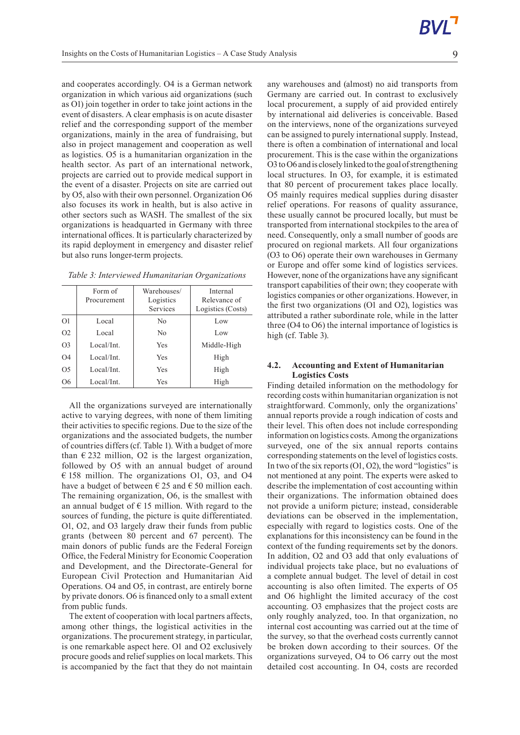and cooperates accordingly. O4 is a German network organization in which various aid organizations (such as O1) join together in order to take joint actions in the event of disasters. A clear emphasis is on acute disaster relief and the corresponding support of the member organizations, mainly in the area of fundraising, but also in project management and cooperation as well as logistics. O5 is a humanitarian organization in the health sector. As part of an international network, projects are carried out to provide medical support in the event of a disaster. Projects on site are carried out by O5, also with their own personnel. Organization O6 also focuses its work in health, but is also active in other sectors such as WASH. The smallest of the six organizations is headquartered in Germany with three international offices. It is particularly characterized by its rapid deployment in emergency and disaster relief but also runs longer-term projects.

*Table 3: Interviewed Humanitarian Organizations*

| | Form of Procurement | Warehouses/ Logistics Services | Internal Relevance of Logistics (Costs) |
|---|---|---|---|
| O1 | Local | No | Low |
| O2 | Local | No | Low |
| O3 | Local/Int. | Yes | Middle-High |
| O4 | Local/Int. | Yes | High |
| O5 | Local/Int. | Yes | High |
| O6 | Local/Int. | Yes | High |

All the organizations surveyed are internationally active to varying degrees, with none of them limiting their activities to specific regions. Due to the size of the organizations and the associated budgets, the number of countries differs (cf. Table 1). With a budget of more than € 232 million, O2 is the largest organization, followed by O5 with an annual budget of around € 158 million. The organizations O1, O3, and O4 have a budget of between € 25 and € 50 million each. The remaining organization, O6, is the smallest with an annual budget of € 15 million. With regard to the sources of funding, the picture is quite differentiated. O1, O2, and O3 largely draw their funds from public grants (between 80 percent and 67 percent). The main donors of public funds are the Federal Foreign Office, the Federal Ministry for Economic Cooperation and Development, and the Directorate-General for European Civil Protection and Humanitarian Aid Operations. O4 and O5, in contrast, are entirely borne by private donors. O6 is financed only to a small extent from public funds.

The extent of cooperation with local partners affects, among other things, the logistical activities in the organizations. The procurement strategy, in particular, is one remarkable aspect here. O1 and O2 exclusively procure goods and relief supplies on local markets. This is accompanied by the fact that they do not maintain any warehouses and (almost) no aid transports from Germany are carried out. In contrast to exclusively local procurement, a supply of aid provided entirely by international aid deliveries is conceivable. Based on the interviews, none of the organizations surveyed can be assigned to purely international supply. Instead, there is often a combination of international and local procurement. This is the case within the organizations O3 to O6 and is closely linked to the goal of strengthening local structures. In O3, for example, it is estimated that 80 percent of procurement takes place locally. O5 mainly requires medical supplies during disaster relief operations. For reasons of quality assurance, these usually cannot be procured locally, but must be transported from international stockpiles to the area of need. Consequently, only a small number of goods are procured on regional markets. All four organizations (O3 to O6) operate their own warehouses in Germany or Europe and offer some kind of logistics services. However, none of the organizations have any significant transport capabilities of their own; they cooperate with logistics companies or other organizations. However, in the first two organizations (O1 and O2), logistics was attributed a rather subordinate role, while in the latter three (O4 to O6) the internal importance of logistics is high (cf. Table 3).

## 4.2. Accounting and Extent of Humanitarian Logistics Costs

Finding detailed information on the methodology for recording costs within humanitarian organization is not straightforward. Commonly, only the organizations' annual reports provide a rough indication of costs and their level. This often does not include corresponding information on logistics costs. Among the organizations surveyed, one of the six annual reports contains corresponding statements on the level of logistics costs. In two of the six reports (O1, O2), the word "logistics" is not mentioned at any point. The experts were asked to describe the implementation of cost accounting within their organizations. The information obtained does not provide a uniform picture; instead, considerable deviations can be observed in the implementation, especially with regard to logistics costs. One of the explanations for this inconsistency can be found in the context of the funding requirements set by the donors. In addition, O2 and O3 add that only evaluations of individual projects take place, but no evaluations of a complete annual budget. The level of detail in cost accounting is also often limited. The experts of O5 and O6 highlight the limited accuracy of the cost accounting. O3 emphasizes that the project costs are only roughly analyzed, too. In that organization, no internal cost accounting was carried out at the time of the survey, so that the overhead costs currently cannot be broken down according to their sources. Of the organizations surveyed, O4 to O6 carry out the most detailed cost accounting. In O4, costs are recorded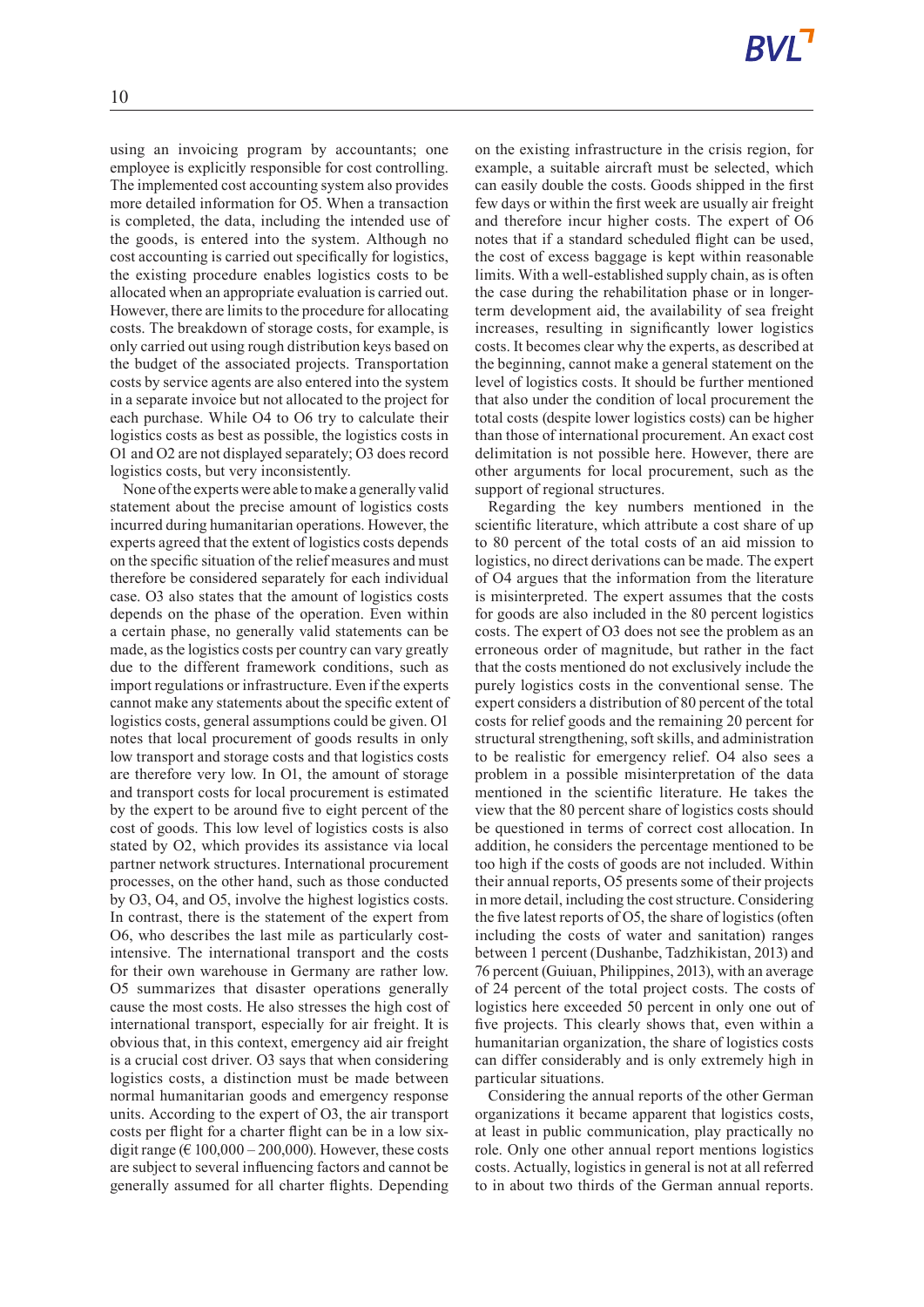using an invoicing program by accountants; one employee is explicitly responsible for cost controlling. The implemented cost accounting system also provides more detailed information for O5. When a transaction is completed, the data, including the intended use of the goods, is entered into the system. Although no cost accounting is carried out specifically for logistics, the existing procedure enables logistics costs to be allocated when an appropriate evaluation is carried out. However, there are limits to the procedure for allocating costs. The breakdown of storage costs, for example, is only carried out using rough distribution keys based on the budget of the associated projects. Transportation costs by service agents are also entered into the system in a separate invoice but not allocated to the project for each purchase. While O4 to O6 try to calculate their logistics costs as best as possible, the logistics costs in O1 and O2 are not displayed separately; O3 does record logistics costs, but very inconsistently.

None of the experts were able to make a generally valid statement about the precise amount of logistics costs incurred during humanitarian operations. However, the experts agreed that the extent of logistics costs depends on the specific situation of the relief measures and must therefore be considered separately for each individual case. O3 also states that the amount of logistics costs depends on the phase of the operation. Even within a certain phase, no generally valid statements can be made, as the logistics costs per country can vary greatly due to the different framework conditions, such as import regulations or infrastructure. Even if the experts cannot make any statements about the specific extent of logistics costs, general assumptions could be given. O1 notes that local procurement of goods results in only low transport and storage costs and that logistics costs are therefore very low. In O1, the amount of storage and transport costs for local procurement is estimated by the expert to be around five to eight percent of the cost of goods. This low level of logistics costs is also stated by O2, which provides its assistance via local partner network structures. International procurement processes, on the other hand, such as those conducted by O3, O4, and O5, involve the highest logistics costs. In contrast, there is the statement of the expert from O6, who describes the last mile as particularly cost-intensive. The international transport and the costs for their own warehouse in Germany are rather low. O5 summarizes that disaster operations generally cause the most costs. He also stresses the high cost of international transport, especially for air freight. It is obvious that, in this context, emergency aid air freight is a crucial cost driver. O3 says that when considering logistics costs, a distinction must be made between normal humanitarian goods and emergency response units. According to the expert of O3, the air transport costs per flight for a charter flight can be in a low six-digit range (€ 100,000 – 200,000). However, these costs are subject to several influencing factors and cannot be generally assumed for all charter flights. Depending on the existing infrastructure in the crisis region, for example, a suitable aircraft must be selected, which can easily double the costs. Goods shipped in the first few days or within the first week are usually air freight and therefore incur higher costs. The expert of O6 notes that if a standard scheduled flight can be used, the cost of excess baggage is kept within reasonable limits. With a well-established supply chain, as is often the case during the rehabilitation phase or in longer-term development aid, the availability of sea freight increases, resulting in significantly lower logistics costs. It becomes clear why the experts, as described at the beginning, cannot make a general statement on the level of logistics costs. It should be further mentioned that also under the condition of local procurement the total costs (despite lower logistics costs) can be higher than those of international procurement. An exact cost delimitation is not possible here. However, there are other arguments for local procurement, such as the support of regional structures.

Regarding the key numbers mentioned in the scientific literature, which attribute a cost share of up to 80 percent of the total costs of an aid mission to logistics, no direct derivations can be made. The expert of O4 argues that the information from the literature is misinterpreted. The expert assumes that the costs for goods are also included in the 80 percent logistics costs. The expert of O3 does not see the problem as an erroneous order of magnitude, but rather in the fact that the costs mentioned do not exclusively include the purely logistics costs in the conventional sense. The expert considers a distribution of 80 percent of the total costs for relief goods and the remaining 20 percent for structural strengthening, soft skills, and administration to be realistic for emergency relief. O4 also sees a problem in a possible misinterpretation of the data mentioned in the scientific literature. He takes the view that the 80 percent share of logistics costs should be questioned in terms of correct cost allocation. In addition, he considers the percentage mentioned to be too high if the costs of goods are not included. Within their annual reports, O5 presents some of their projects in more detail, including the cost structure. Considering the five latest reports of O5, the share of logistics (often including the costs of water and sanitation) ranges between 1 percent (Dushanbe, Tadzhikistan, 2013) and 76 percent (Guiuan, Philippines, 2013), with an average of 24 percent of the total project costs. The costs of logistics here exceeded 50 percent in only one out of five projects. This clearly shows that, even within a humanitarian organization, the share of logistics costs can differ considerably and is only extremely high in particular situations.

Considering the annual reports of the other German organizations it became apparent that logistics costs, at least in public communication, play practically no role. Only one other annual report mentions logistics costs. Actually, logistics in general is not at all referred to in about two thirds of the German annual reports.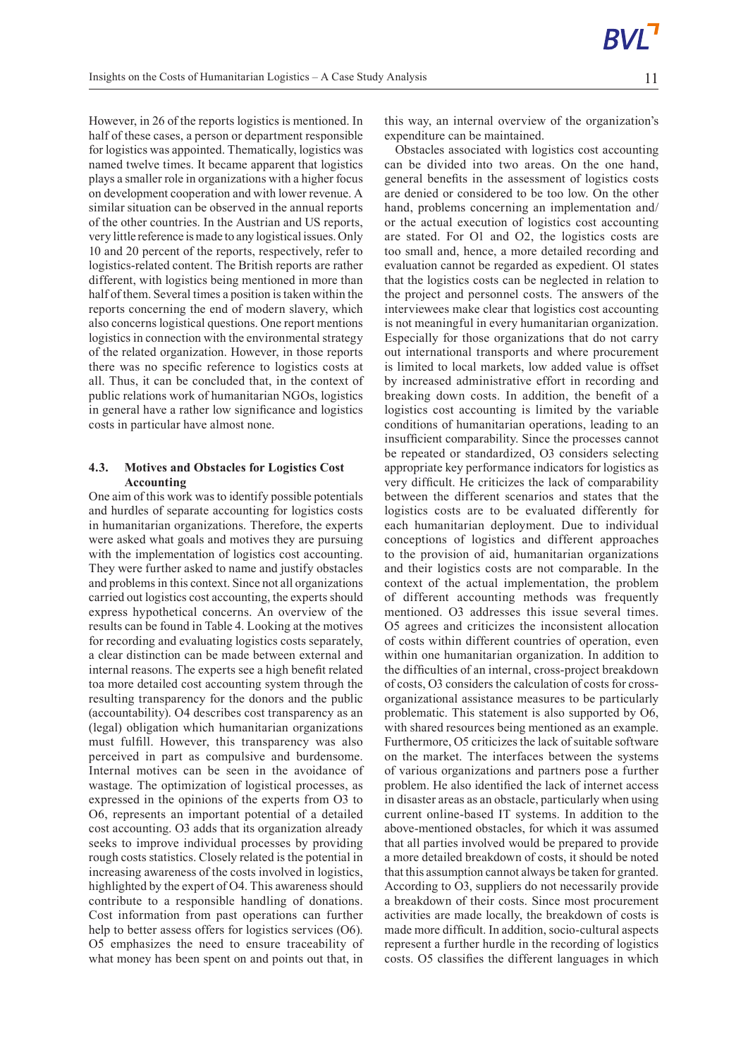However, in 26 of the reports logistics is mentioned. In half of these cases, a person or department responsible for logistics was appointed. Thematically, logistics was named twelve times. It became apparent that logistics plays a smaller role in organizations with a higher focus on development cooperation and with lower revenue. A similar situation can be observed in the annual reports of the other countries. In the Austrian and US reports, very little reference is made to any logistical issues. Only 10 and 20 percent of the reports, respectively, refer to logistics-related content. The British reports are rather different, with logistics being mentioned in more than half of them. Several times a position is taken within the reports concerning the end of modern slavery, which also concerns logistical questions. One report mentions logistics in connection with the environmental strategy of the related organization. However, in those reports there was no specific reference to logistics costs at all. Thus, it can be concluded that, in the context of public relations work of humanitarian NGOs, logistics in general have a rather low significance and logistics costs in particular have almost none.

### 4.3. Motives and Obstacles for Logistics Cost Accounting

One aim of this work was to identify possible potentials and hurdles of separate accounting for logistics costs in humanitarian organizations. Therefore, the experts were asked what goals and motives they are pursuing with the implementation of logistics cost accounting. They were further asked to name and justify obstacles and problems in this context. Since not all organizations carried out logistics cost accounting, the experts should express hypothetical concerns. An overview of the results can be found in Table 4. Looking at the motives for recording and evaluating logistics costs separately, a clear distinction can be made between external and internal reasons. The experts see a high benefit related toa more detailed cost accounting system through the resulting transparency for the donors and the public (accountability). O4 describes cost transparency as an (legal) obligation which humanitarian organizations must fulfill. However, this transparency was also perceived in part as compulsive and burdensome. Internal motives can be seen in the avoidance of wastage. The optimization of logistical processes, as expressed in the opinions of the experts from O3 to O6, represents an important potential of a detailed cost accounting. O3 adds that its organization already seeks to improve individual processes by providing rough costs statistics. Closely related is the potential in increasing awareness of the costs involved in logistics, highlighted by the expert of O4. This awareness should contribute to a responsible handling of donations. Cost information from past operations can further help to better assess offers for logistics services (O6). O5 emphasizes the need to ensure traceability of what money has been spent on and points out that, in this way, an internal overview of the organization's expenditure can be maintained.

Obstacles associated with logistics cost accounting can be divided into two areas. On the one hand, general benefits in the assessment of logistics costs are denied or considered to be too low. On the other hand, problems concerning an implementation and/ or the actual execution of logistics cost accounting are stated. For O1 and O2, the logistics costs are too small and, hence, a more detailed recording and evaluation cannot be regarded as expedient. O1 states that the logistics costs can be neglected in relation to the project and personnel costs. The answers of the interviewees make clear that logistics cost accounting is not meaningful in every humanitarian organization. Especially for those organizations that do not carry out international transports and where procurement is limited to local markets, low added value is offset by increased administrative effort in recording and breaking down costs. In addition, the benefit of a logistics cost accounting is limited by the variable conditions of humanitarian operations, leading to an insufficient comparability. Since the processes cannot be repeated or standardized, O3 considers selecting appropriate key performance indicators for logistics as very difficult. He criticizes the lack of comparability between the different scenarios and states that the logistics costs are to be evaluated differently for each humanitarian deployment. Due to individual conceptions of logistics and different approaches to the provision of aid, humanitarian organizations and their logistics costs are not comparable. In the context of the actual implementation, the problem of different accounting methods was frequently mentioned. O3 addresses this issue several times. O5 agrees and criticizes the inconsistent allocation of costs within different countries of operation, even within one humanitarian organization. In addition to the difficulties of an internal, cross-project breakdown of costs, O3 considers the calculation of costs for cross-organizational assistance measures to be particularly problematic. This statement is also supported by O6, with shared resources being mentioned as an example. Furthermore, O5 criticizes the lack of suitable software on the market. The interfaces between the systems of various organizations and partners pose a further problem. He also identified the lack of internet access in disaster areas as an obstacle, particularly when using current online-based IT systems. In addition to the above-mentioned obstacles, for which it was assumed that all parties involved would be prepared to provide a more detailed breakdown of costs, it should be noted that this assumption cannot always be taken for granted. According to O3, suppliers do not necessarily provide a breakdown of their costs. Since most procurement activities are made locally, the breakdown of costs is made more difficult. In addition, socio-cultural aspects represent a further hurdle in the recording of logistics costs. O5 classifies the different languages in which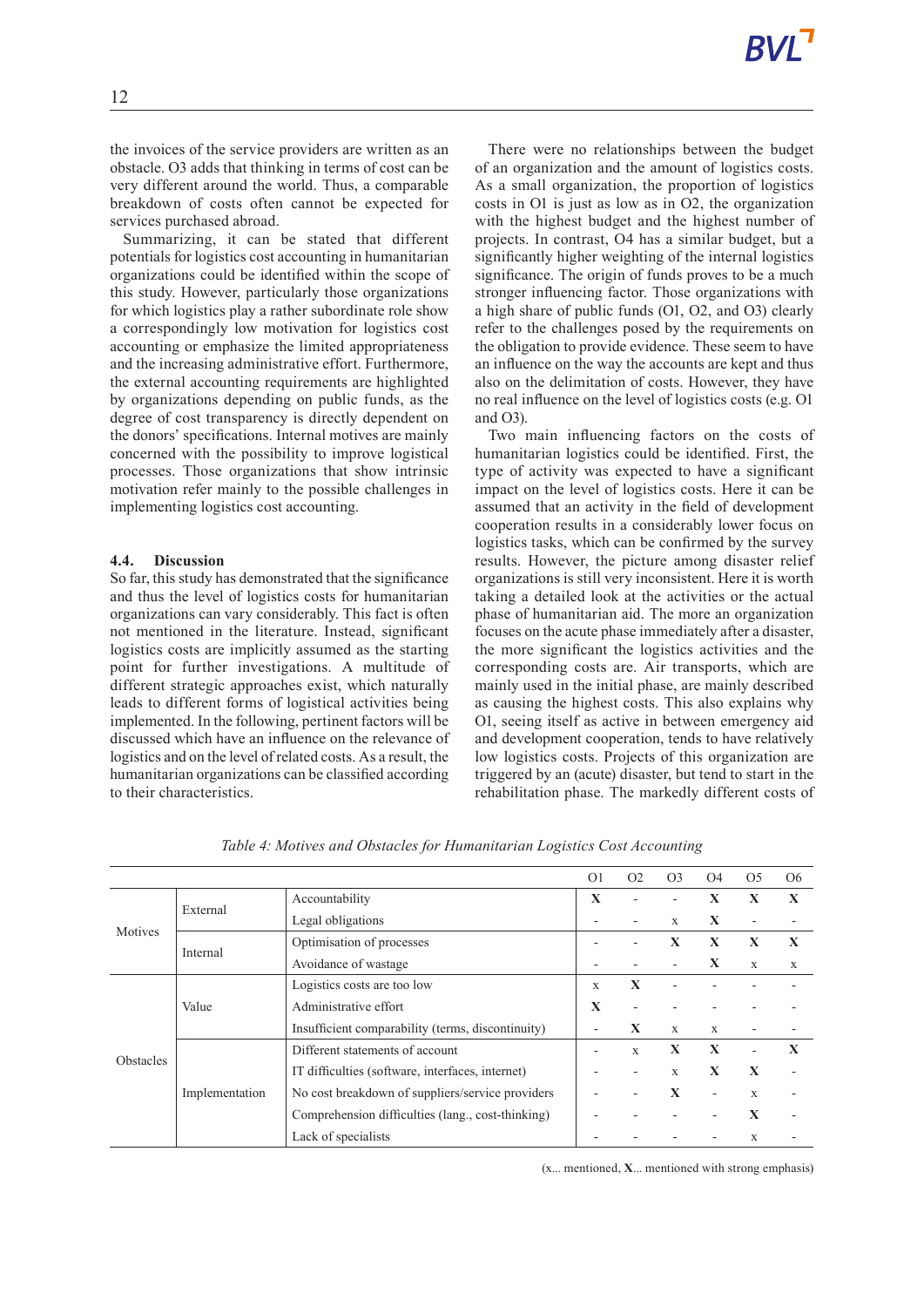the invoices of the service providers are written as an obstacle. O3 adds that thinking in terms of cost can be very different around the world. Thus, a comparable breakdown of costs often cannot be expected for services purchased abroad.

Summarizing, it can be stated that different potentials for logistics cost accounting in humanitarian organizations could be identified within the scope of this study. However, particularly those organizations for which logistics play a rather subordinate role show a correspondingly low motivation for logistics cost accounting or emphasize the limited appropriateness and the increasing administrative effort. Furthermore, the external accounting requirements are highlighted by organizations depending on public funds, as the degree of cost transparency is directly dependent on the donors' specifications. Internal motives are mainly concerned with the possibility to improve logistical processes. Those organizations that show intrinsic motivation refer mainly to the possible challenges in implementing logistics cost accounting.

### 4.4. Discussion

So far, this study has demonstrated that the significance and thus the level of logistics costs for humanitarian organizations can vary considerably. This fact is often not mentioned in the literature. Instead, significant logistics costs are implicitly assumed as the starting point for further investigations. A multitude of different strategic approaches exist, which naturally leads to different forms of logistical activities being implemented. In the following, pertinent factors will be discussed which have an influence on the relevance of logistics and on the level of related costs. As a result, the humanitarian organizations can be classified according to their characteristics.

There were no relationships between the budget of an organization and the amount of logistics costs. As a small organization, the proportion of logistics costs in O1 is just as low as in O2, the organization with the highest budget and the highest number of projects. In contrast, O4 has a similar budget, but a significantly higher weighting of the internal logistics significance. The origin of funds proves to be a much stronger influencing factor. Those organizations with a high share of public funds (O1, O2, and O3) clearly refer to the challenges posed by the requirements on the obligation to provide evidence. These seem to have an influence on the way the accounts are kept and thus also on the delimitation of costs. However, they have no real influence on the level of logistics costs (e.g. O1 and O3).

Two main influencing factors on the costs of humanitarian logistics could be identified. First, the type of activity was expected to have a significant impact on the level of logistics costs. Here it can be assumed that an activity in the field of development cooperation results in a considerably lower focus on logistics tasks, which can be confirmed by the survey results. However, the picture among disaster relief organizations is still very inconsistent. Here it is worth taking a detailed look at the activities or the actual phase of humanitarian aid. The more an organization focuses on the acute phase immediately after a disaster, the more significant the logistics activities and the corresponding costs are. Air transports, which are mainly used in the initial phase, are mainly described as causing the highest costs. This also explains why O1, seeing itself as active in between emergency aid and development cooperation, tends to have relatively low logistics costs. Projects of this organization are triggered by an (acute) disaster, but tend to start in the rehabilitation phase. The markedly different costs of

*Table 4: Motives and Obstacles for Humanitarian Logistics Cost Accounting*

| | | | O1 | O2 | O3 | O4 | O5 | O6 |
|---|---|---|---|---|---|---|---|---|
| Motives | External | Accountability | **X** | - | - | **X** | **X** | **X** |
| | | Legal obligations | - | - | x | **X** | - | - |
| | Internal | Optimisation of processes | - | - | **X** | **X** | **X** | **X** |
| | | Avoidance of wastage | - | - | - | **X** | x | x |
| Obstacles | Value | Logistics costs are too low | x | **X** | - | - | - | - |
| | | Administrative effort | **X** | - | - | - | - | - |
| | | Insufficient comparability (terms, discontinuity) | - | **X** | x | x | - | - |
| | Implementation | Different statements of account | - | x | **X** | **X** | - | **X** |
| | | IT difficulties (software, interfaces, internet) | - | - | x | **X** | **X** | - |
| | | No cost breakdown of suppliers/service providers | - | - | **X** | - | x | - |
| | | Comprehension difficulties (lang., cost-thinking) | - | - | - | - | **X** | - |
| | | Lack of specialists | - | - | - | - | x | - |

(x... mentioned, **X**... mentioned with strong emphasis)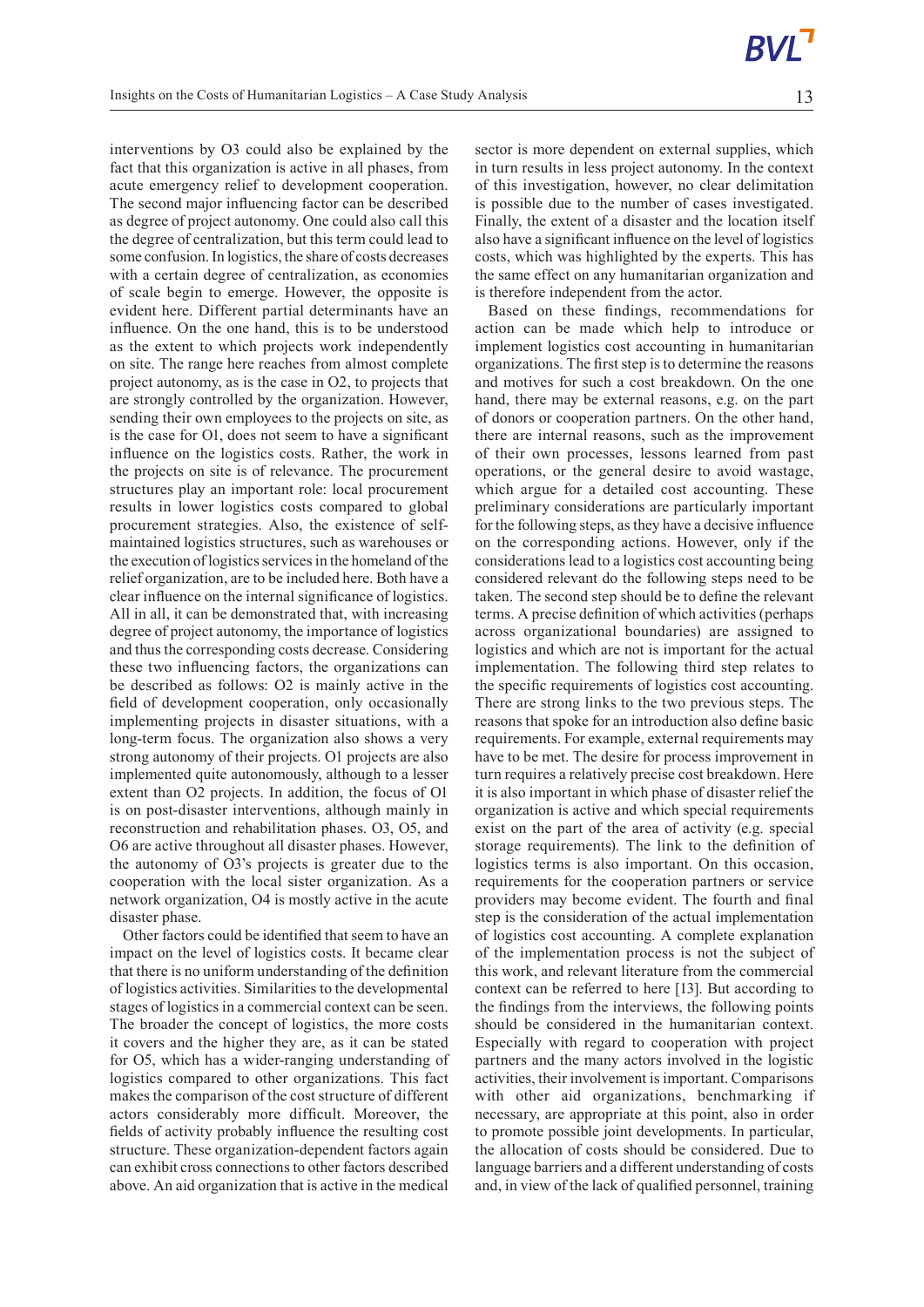interventions by O3 could also be explained by the fact that this organization is active in all phases, from acute emergency relief to development cooperation. The second major influencing factor can be described as degree of project autonomy. One could also call this the degree of centralization, but this term could lead to some confusion. In logistics, the share of costs decreases with a certain degree of centralization, as economies of scale begin to emerge. However, the opposite is evident here. Different partial determinants have an influence. On the one hand, this is to be understood as the extent to which projects work independently on site. The range here reaches from almost complete project autonomy, as is the case in O2, to projects that are strongly controlled by the organization. However, sending their own employees to the projects on site, as is the case for O1, does not seem to have a significant influence on the logistics costs. Rather, the work in the projects on site is of relevance. The procurement structures play an important role: local procurement results in lower logistics costs compared to global procurement strategies. Also, the existence of self-maintained logistics structures, such as warehouses or the execution of logistics services in the homeland of the relief organization, are to be included here. Both have a clear influence on the internal significance of logistics. All in all, it can be demonstrated that, with increasing degree of project autonomy, the importance of logistics and thus the corresponding costs decrease. Considering these two influencing factors, the organizations can be described as follows: O2 is mainly active in the field of development cooperation, only occasionally implementing projects in disaster situations, with a long-term focus. The organization also shows a very strong autonomy of their projects. O1 projects are also implemented quite autonomously, although to a lesser extent than O2 projects. In addition, the focus of O1 is on post-disaster interventions, although mainly in reconstruction and rehabilitation phases. O3, O5, and O6 are active throughout all disaster phases. However, the autonomy of O3's projects is greater due to the cooperation with the local sister organization. As a network organization, O4 is mostly active in the acute disaster phase.

Other factors could be identified that seem to have an impact on the level of logistics costs. It became clear that there is no uniform understanding of the definition of logistics activities. Similarities to the developmental stages of logistics in a commercial context can be seen. The broader the concept of logistics, the more costs it covers and the higher they are, as it can be stated for O5, which has a wider-ranging understanding of logistics compared to other organizations. This fact makes the comparison of the cost structure of different actors considerably more difficult. Moreover, the fields of activity probably influence the resulting cost structure. These organization-dependent factors again can exhibit cross connections to other factors described above. An aid organization that is active in the medical sector is more dependent on external supplies, which in turn results in less project autonomy. In the context of this investigation, however, no clear delimitation is possible due to the number of cases investigated. Finally, the extent of a disaster and the location itself also have a significant influence on the level of logistics costs, which was highlighted by the experts. This has the same effect on any humanitarian organization and is therefore independent from the actor.

Based on these findings, recommendations for action can be made which help to introduce or implement logistics cost accounting in humanitarian organizations. The first step is to determine the reasons and motives for such a cost breakdown. On the one hand, there may be external reasons, e.g. on the part of donors or cooperation partners. On the other hand, there are internal reasons, such as the improvement of their own processes, lessons learned from past operations, or the general desire to avoid wastage, which argue for a detailed cost accounting. These preliminary considerations are particularly important for the following steps, as they have a decisive influence on the corresponding actions. However, only if the considerations lead to a logistics cost accounting being considered relevant do the following steps need to be taken. The second step should be to define the relevant terms. A precise definition of which activities (perhaps across organizational boundaries) are assigned to logistics and which are not is important for the actual implementation. The following third step relates to the specific requirements of logistics cost accounting. There are strong links to the two previous steps. The reasons that spoke for an introduction also define basic requirements. For example, external requirements may have to be met. The desire for process improvement in turn requires a relatively precise cost breakdown. Here it is also important in which phase of disaster relief the organization is active and which special requirements exist on the part of the area of activity (e.g. special storage requirements). The link to the definition of logistics terms is also important. On this occasion, requirements for the cooperation partners or service providers may become evident. The fourth and final step is the consideration of the actual implementation of logistics cost accounting. A complete explanation of the implementation process is not the subject of this work, and relevant literature from the commercial context can be referred to here [13]. But according to the findings from the interviews, the following points should be considered in the humanitarian context. Especially with regard to cooperation with project partners and the many actors involved in the logistic activities, their involvement is important. Comparisons with other aid organizations, benchmarking if necessary, are appropriate at this point, also in order to promote possible joint developments. In particular, the allocation of costs should be considered. Due to language barriers and a different understanding of costs and, in view of the lack of qualified personnel, training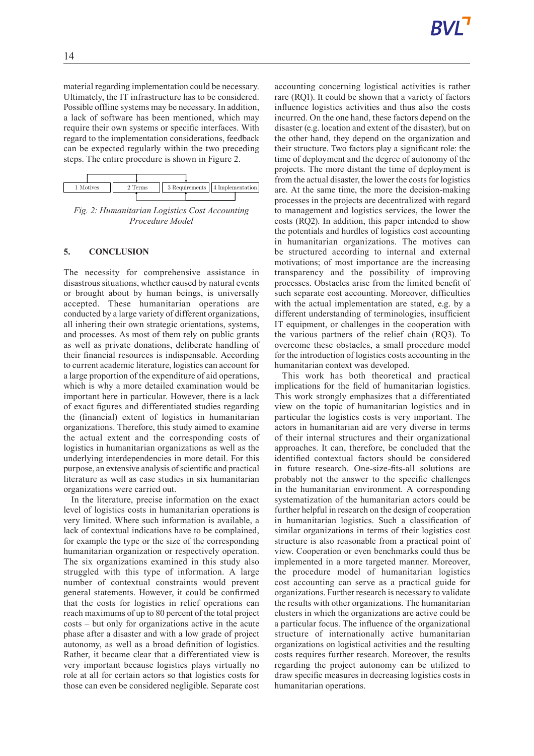material regarding implementation could be necessary. Ultimately, the IT infrastructure has to be considered. Possible offline systems may be necessary. In addition, a lack of software has been mentioned, which may require their own systems or specific interfaces. With regard to the implementation considerations, feedback can be expected regularly within the two preceding steps. The entire procedure is shown in Figure 2.

| 1 Motives | 2 Terms | 3 Requirements | 4 Implementation |
|---|---|---|---|

*Fig. 2: Humanitarian Logistics Cost Accounting Procedure Model*

## 5. CONCLUSION

The necessity for comprehensive assistance in disastrous situations, whether caused by natural events or brought about by human beings, is universally accepted. These humanitarian operations are conducted by a large variety of different organizations, all inhering their own strategic orientations, systems, and processes. As most of them rely on public grants as well as private donations, deliberate handling of their financial resources is indispensable. According to current academic literature, logistics can account for a large proportion of the expenditure of aid operations, which is why a more detailed examination would be important here in particular. However, there is a lack of exact figures and differentiated studies regarding the (financial) extent of logistics in humanitarian organizations. Therefore, this study aimed to examine the actual extent and the corresponding costs of logistics in humanitarian organizations as well as the underlying interdependencies in more detail. For this purpose, an extensive analysis of scientific and practical literature as well as case studies in six humanitarian organizations were carried out.

In the literature, precise information on the exact level of logistics costs in humanitarian operations is very limited. Where such information is available, a lack of contextual indications have to be complained, for example the type or the size of the corresponding humanitarian organization or respectively operation. The six organizations examined in this study also struggled with this type of information. A large number of contextual constraints would prevent general statements. However, it could be confirmed that the costs for logistics in relief operations can reach maximums of up to 80 percent of the total project costs – but only for organizations active in the acute phase after a disaster and with a low grade of project autonomy, as well as a broad definition of logistics. Rather, it became clear that a differentiated view is very important because logistics plays virtually no role at all for certain actors so that logistics costs for those can even be considered negligible. Separate cost accounting concerning logistical activities is rather rare (RQ1). It could be shown that a variety of factors influence logistics activities and thus also the costs incurred. On the one hand, these factors depend on the disaster (e.g. location and extent of the disaster), but on the other hand, they depend on the organization and their structure. Two factors play a significant role: the time of deployment and the degree of autonomy of the projects. The more distant the time of deployment is from the actual disaster, the lower the costs for logistics are. At the same time, the more the decision-making processes in the projects are decentralized with regard to management and logistics services, the lower the costs (RQ2). In addition, this paper intended to show the potentials and hurdles of logistics cost accounting in humanitarian organizations. The motives can be structured according to internal and external motivations; of most importance are the increasing transparency and the possibility of improving processes. Obstacles arise from the limited benefit of such separate cost accounting. Moreover, difficulties with the actual implementation are stated, e.g. by a different understanding of terminologies, insufficient IT equipment, or challenges in the cooperation with the various partners of the relief chain (RQ3). To overcome these obstacles, a small procedure model for the introduction of logistics costs accounting in the humanitarian context was developed.

This work has both theoretical and practical implications for the field of humanitarian logistics. This work strongly emphasizes that a differentiated view on the topic of humanitarian logistics and in particular the logistics costs is very important. The actors in humanitarian aid are very diverse in terms of their internal structures and their organizational approaches. It can, therefore, be concluded that the identified contextual factors should be considered in future research. One-size-fits-all solutions are probably not the answer to the specific challenges in the humanitarian environment. A corresponding systematization of the humanitarian actors could be further helpful in research on the design of cooperation in humanitarian logistics. Such a classification of similar organizations in terms of their logistics cost structure is also reasonable from a practical point of view. Cooperation or even benchmarks could thus be implemented in a more targeted manner. Moreover, the procedure model of humanitarian logistics cost accounting can serve as a practical guide for organizations. Further research is necessary to validate the results with other organizations. The humanitarian clusters in which the organizations are active could be a particular focus. The influence of the organizational structure of internationally active humanitarian organizations on logistical activities and the resulting costs requires further research. Moreover, the results regarding the project autonomy can be utilized to draw specific measures in decreasing logistics costs in humanitarian operations.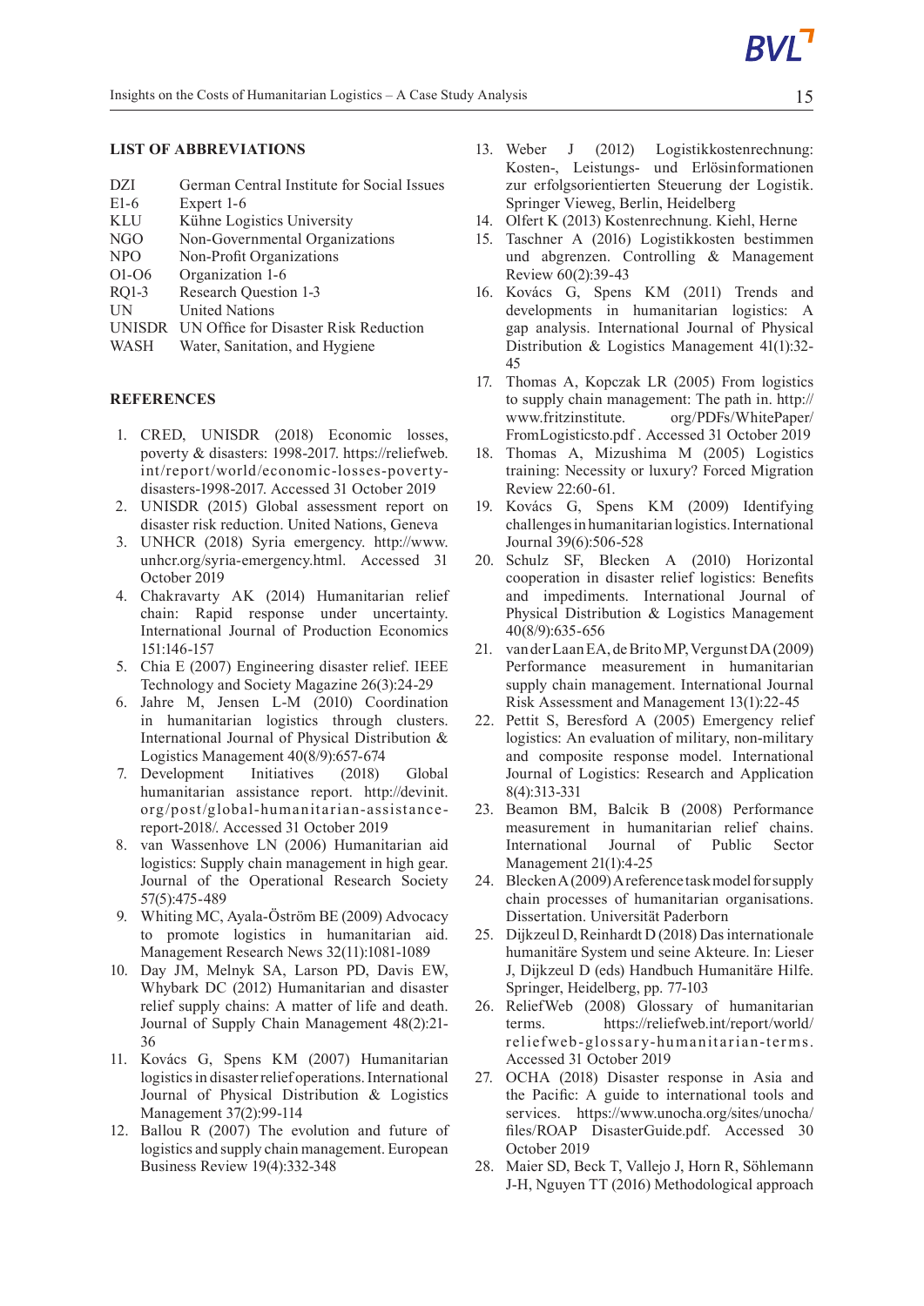## LIST OF ABBREVIATIONS

| | |
|---|---|
| DZI | German Central Institute for Social Issues |
| E1-6 | Expert 1-6 |
| KLU | Kühne Logistics University |
| NGO | Non-Governmental Organizations |
| NPO | Non-Profit Organizations |
| O1-O6 | Organization 1-6 |
| RQ1-3 | Research Question 1-3 |
| UN | United Nations |
| UNISDR | UN Office for Disaster Risk Reduction |
| WASH | Water, Sanitation, and Hygiene |

## REFERENCES

1. CRED, UNISDR (2018) Economic losses, poverty & disasters: 1998-2017. https://reliefweb.int/report/world/economic-losses-poverty-disasters-1998-2017. Accessed 31 October 2019
2. UNISDR (2015) Global assessment report on disaster risk reduction. United Nations, Geneva
3. UNHCR (2018) Syria emergency. http://www.unhcr.org/syria-emergency.html. Accessed 31 October 2019
4. Chakravarty AK (2014) Humanitarian relief chain: Rapid response under uncertainty. International Journal of Production Economics 151:146-157
5. Chia E (2007) Engineering disaster relief. IEEE Technology and Society Magazine 26(3):24-29
6. Jahre M, Jensen L-M (2010) Coordination in humanitarian logistics through clusters. International Journal of Physical Distribution & Logistics Management 40(8/9):657-674
7. Development Initiatives (2018) Global humanitarian assistance report. http://devinit.org/post/global-humanitarian-assistance-report-2018/. Accessed 31 October 2019
8. van Wassenhove LN (2006) Humanitarian aid logistics: Supply chain management in high gear. Journal of the Operational Research Society 57(5):475-489
9. Whiting MC, Ayala-Öström BE (2009) Advocacy to promote logistics in humanitarian aid. Management Research News 32(11):1081-1089
10. Day JM, Melnyk SA, Larson PD, Davis EW, Whybark DC (2012) Humanitarian and disaster relief supply chains: A matter of life and death. Journal of Supply Chain Management 48(2):21-36
11. Kovács G, Spens KM (2007) Humanitarian logistics in disaster relief operations. International Journal of Physical Distribution & Logistics Management 37(2):99-114
12. Ballou R (2007) The evolution and future of logistics and supply chain management. European Business Review 19(4):332-348
13. Weber J (2012) Logistikkostenrechnung: Kosten-, Leistungs- und Erlösinformationen zur erfolgsorientierten Steuerung der Logistik. Springer Vieweg, Berlin, Heidelberg
14. Olfert K (2013) Kostenrechnung. Kiehl, Herne
15. Taschner A (2016) Logistikkosten bestimmen und abgrenzen. Controlling & Management Review 60(2):39-43
16. Kovács G, Spens KM (2011) Trends and developments in humanitarian logistics: A gap analysis. International Journal of Physical Distribution & Logistics Management 41(1):32-45
17. Thomas A, Kopczak LR (2005) From logistics to supply chain management: The path in. http://www.fritzinstitute.org/PDFs/WhitePaper/FromLogisticsto.pdf . Accessed 31 October 2019
18. Thomas A, Mizushima M (2005) Logistics training: Necessity or luxury? Forced Migration Review 22:60-61.
19. Kovács G, Spens KM (2009) Identifying challenges in humanitarian logistics. International Journal 39(6):506-528
20. Schulz SF, Blecken A (2010) Horizontal cooperation in disaster relief logistics: Benefits and impediments. International Journal of Physical Distribution & Logistics Management 40(8/9):635-656
21. van der Laan EA, de Brito MP, Vergunst DA (2009) Performance measurement in humanitarian supply chain management. International Journal Risk Assessment and Management 13(1):22-45
22. Pettit S, Beresford A (2005) Emergency relief logistics: An evaluation of military, non-military and composite response model. International Journal of Logistics: Research and Application 8(4):313-331
23. Beamon BM, Balcik B (2008) Performance measurement in humanitarian relief chains. International Journal of Public Sector Management 21(1):4-25
24. Blecken A (2009) A reference task model for supply chain processes of humanitarian organisations. Dissertation. Universität Paderborn
25. Dijkzeul D, Reinhardt D (2018) Das internationale humanitäre System und seine Akteure. In: Lieser J, Dijkzeul D (eds) Handbuch Humanitäre Hilfe. Springer, Heidelberg, pp. 77-103
26. ReliefWeb (2008) Glossary of humanitarian terms. https://reliefweb.int/report/world/reliefweb-glossary-humanitarian-terms. Accessed 31 October 2019
27. OCHA (2018) Disaster response in Asia and the Pacific: A guide to international tools and services. https://www.unocha.org/sites/unocha/files/ROAP DisasterGuide.pdf. Accessed 30 October 2019
28. Maier SD, Beck T, Vallejo J, Horn R, Söhlemann J-H, Nguyen TT (2016) Methodological approach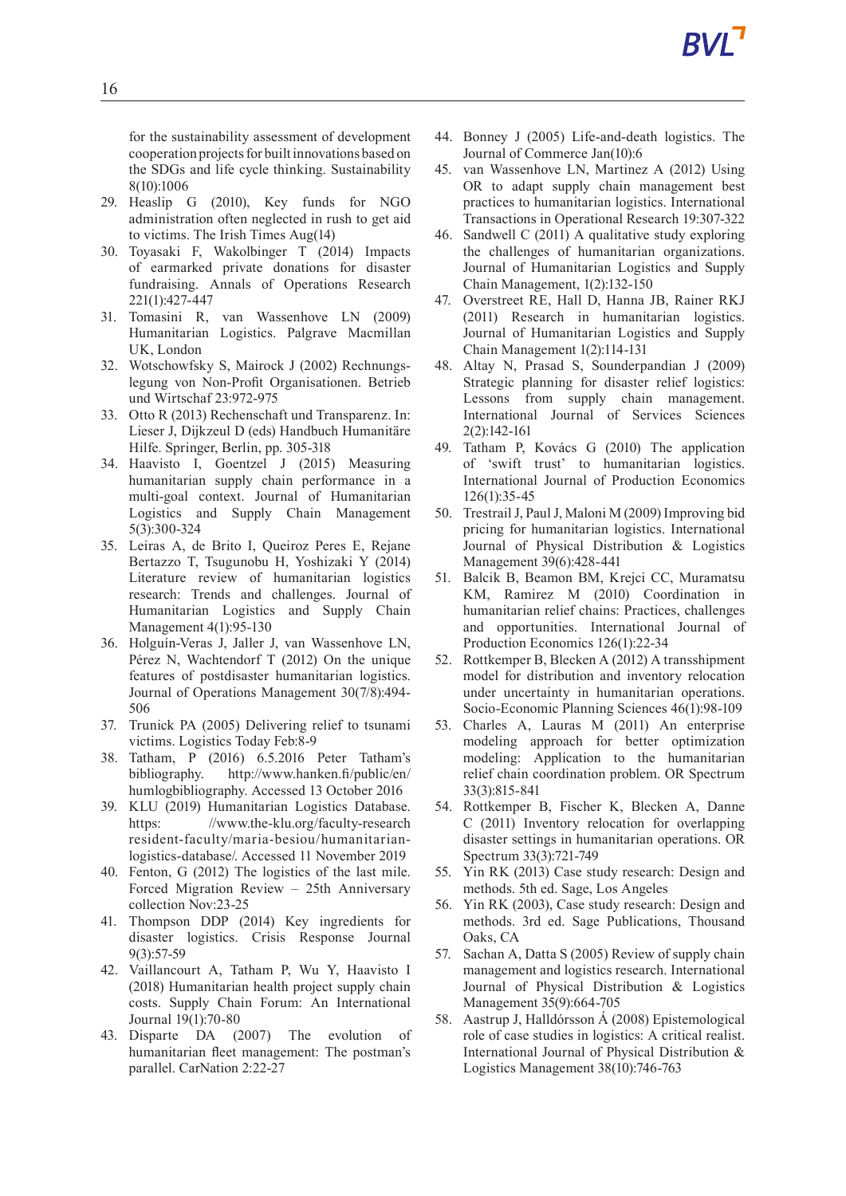for the sustainability assessment of development cooperation projects for built innovations based on the SDGs and life cycle thinking. Sustainability 8(10):1006

29. Heaslip G (2010), Key funds for NGO administration often neglected in rush to get aid to victims. The Irish Times Aug(14)
30. Toyasaki F, Wakolbinger T (2014) Impacts of earmarked private donations for disaster fundraising. Annals of Operations Research 221(1):427-447
31. Tomasini R, van Wassenhove LN (2009) Humanitarian Logistics. Palgrave Macmillan UK, London
32. Wotschowfsky S, Mairock J (2002) Rechnungslegung von Non-Profit Organisationen. Betrieb und Wirtschaf 23:972-975
33. Otto R (2013) Rechenschaft und Transparenz. In: Lieser J, Dijkzeul D (eds) Handbuch Humanitäre Hilfe. Springer, Berlin, pp. 305-318
34. Haavisto I, Goentzel J (2015) Measuring humanitarian supply chain performance in a multi-goal context. Journal of Humanitarian Logistics and Supply Chain Management 5(3):300-324
35. Leiras A, de Brito I, Queiroz Peres E, Rejane Bertazzo T, Tsugunobu H, Yoshizaki Y (2014) Literature review of humanitarian logistics research: Trends and challenges. Journal of Humanitarian Logistics and Supply Chain Management 4(1):95-130
36. Holguín-Veras J, Jaller J, van Wassenhove LN, Pérez N, Wachtendorf T (2012) On the unique features of postdisaster humanitarian logistics. Journal of Operations Management 30(7/8):494-506
37. Trunick PA (2005) Delivering relief to tsunami victims. Logistics Today Feb:8-9
38. Tatham, P (2016) 6.5.2016 Peter Tatham's bibliography. http://www.hanken.fi/public/en/humlogbibliography. Accessed 13 October 2016
39. KLU (2019) Humanitarian Logistics Database. https: //www.the-klu.org/faculty-research resident-faculty/maria-besiou/humanitarian-logistics-database/. Accessed 11 November 2019
40. Fenton, G (2012) The logistics of the last mile. Forced Migration Review – 25th Anniversary collection Nov:23-25
41. Thompson DDP (2014) Key ingredients for disaster logistics. Crisis Response Journal 9(3):57-59
42. Vaillancourt A, Tatham P, Wu Y, Haavisto I (2018) Humanitarian health project supply chain costs. Supply Chain Forum: An International Journal 19(1):70-80
43. Disparte DA (2007) The evolution of humanitarian fleet management: The postman's parallel. CarNation 2:22-27
44. Bonney J (2005) Life-and-death logistics. The Journal of Commerce Jan(10):6
45. van Wassenhove LN, Martinez A (2012) Using OR to adapt supply chain management best practices to humanitarian logistics. International Transactions in Operational Research 19:307-322
46. Sandwell C (2011) A qualitative study exploring the challenges of humanitarian organizations. Journal of Humanitarian Logistics and Supply Chain Management, 1(2):132-150
47. Overstreet RE, Hall D, Hanna JB, Rainer RKJ (2011) Research in humanitarian logistics. Journal of Humanitarian Logistics and Supply Chain Management 1(2):114-131
48. Altay N, Prasad S, Sounderpandian J (2009) Strategic planning for disaster relief logistics: Lessons from supply chain management. International Journal of Services Sciences 2(2):142-161
49. Tatham P, Kovács G (2010) The application of 'swift trust' to humanitarian logistics. International Journal of Production Economics 126(1):35-45
50. Trestrail J, Paul J, Maloni M (2009) Improving bid pricing for humanitarian logistics. International Journal of Physical Distribution & Logistics Management 39(6):428-441
51. Balcik B, Beamon BM, Krejci CC, Muramatsu KM, Ramirez M (2010) Coordination in humanitarian relief chains: Practices, challenges and opportunities. International Journal of Production Economics 126(1):22-34
52. Rottkemper B, Blecken A (2012) A transshipment model for distribution and inventory relocation under uncertainty in humanitarian operations. Socio-Economic Planning Sciences 46(1):98-109
53. Charles A, Lauras M (2011) An enterprise modeling approach for better optimization modeling: Application to the humanitarian relief chain coordination problem. OR Spectrum 33(3):815-841
54. Rottkemper B, Fischer K, Blecken A, Danne C (2011) Inventory relocation for overlapping disaster settings in humanitarian operations. OR Spectrum 33(3):721-749
55. Yin RK (2013) Case study research: Design and methods. 5th ed. Sage, Los Angeles
56. Yin RK (2003), Case study research: Design and methods. 3rd ed. Sage Publications, Thousand Oaks, CA
57. Sachan A, Datta S (2005) Review of supply chain management and logistics research. International Journal of Physical Distribution & Logistics Management 35(9):664-705
58. Aastrup J, Halldórsson Á (2008) Epistemological role of case studies in logistics: A critical realist. International Journal of Physical Distribution & Logistics Management 38(10):746-763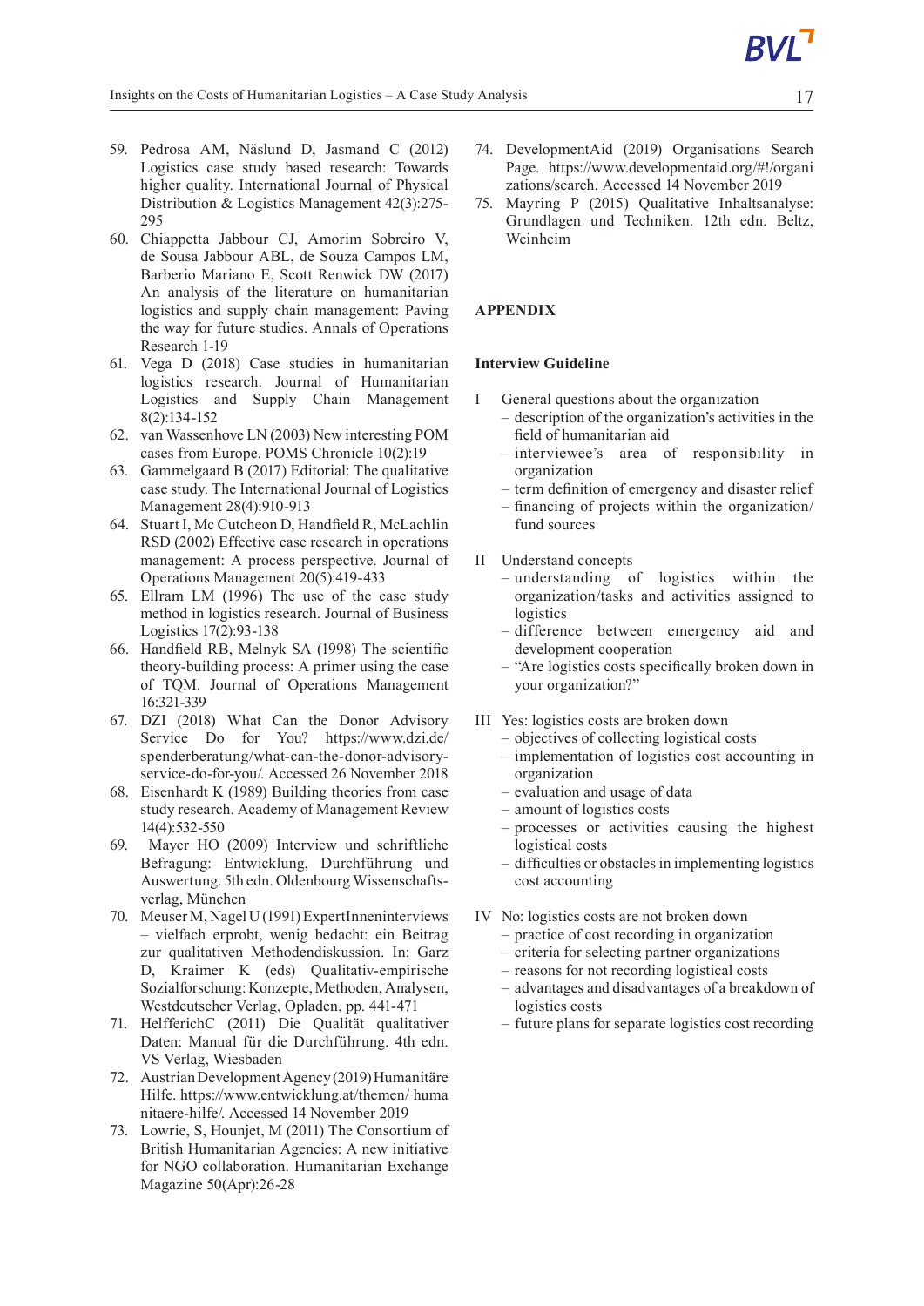59. Pedrosa AM, Näslund D, Jasmand C (2012) Logistics case study based research: Towards higher quality. International Journal of Physical Distribution & Logistics Management 42(3):275-295
60. Chiappetta Jabbour CJ, Amorim Sobreiro V, de Sousa Jabbour ABL, de Souza Campos LM, Barberio Mariano E, Scott Renwick DW (2017) An analysis of the literature on humanitarian logistics and supply chain management: Paving the way for future studies. Annals of Operations Research 1-19
61. Vega D (2018) Case studies in humanitarian logistics research. Journal of Humanitarian Logistics and Supply Chain Management 8(2):134-152
62. van Wassenhove LN (2003) New interesting POM cases from Europe. POMS Chronicle 10(2):19
63. Gammelgaard B (2017) Editorial: The qualitative case study. The International Journal of Logistics Management 28(4):910-913
64. Stuart I, Mc Cutcheon D, Handfield R, McLachlin RSD (2002) Effective case research in operations management: A process perspective. Journal of Operations Management 20(5):419-433
65. Ellram LM (1996) The use of the case study method in logistics research. Journal of Business Logistics 17(2):93-138
66. Handfield RB, Melnyk SA (1998) The scientific theory-building process: A primer using the case of TQM. Journal of Operations Management 16:321-339
67. DZI (2018) What Can the Donor Advisory Service Do for You? https://www.dzi.de/spenderberatung/what-can-the-donor-advisory-service-do-for-you/. Accessed 26 November 2018
68. Eisenhardt K (1989) Building theories from case study research. Academy of Management Review 14(4):532-550
69. Mayer HO (2009) Interview und schriftliche Befragung: Entwicklung, Durchführung und Auswertung. 5th edn. Oldenbourg Wissenschaftsverlag, München
70. Meuser M, Nagel U (1991) ExpertInneninterviews – vielfach erprobt, wenig bedacht: ein Beitrag zur qualitativen Methodendiskussion. In: Garz D, Kraimer K (eds) Qualitativ-empirische Sozialforschung: Konzepte, Methoden, Analysen, Westdeutscher Verlag, Opladen, pp. 441-471
71. HelfferichC (2011) Die Qualität qualitativer Daten: Manual für die Durchführung. 4th edn. VS Verlag, Wiesbaden
72. Austrian Development Agency (2019) Humanitäre Hilfe. https://www.entwicklung.at/themen/ humanitaere-hilfe/. Accessed 14 November 2019
73. Lowrie, S, Hounjet, M (2011) The Consortium of British Humanitarian Agencies: A new initiative for NGO collaboration. Humanitarian Exchange Magazine 50(Apr):26-28
74. DevelopmentAid (2019) Organisations Search Page. https://www.developmentaid.org/#!/organizations/search. Accessed 14 November 2019
75. Mayring P (2015) Qualitative Inhaltsanalyse: Grundlagen und Techniken. 12th edn. Beltz, Weinheim

## APPENDIX

### Interview Guideline

I General questions about the organization
- description of the organization's activities in the field of humanitarian aid
- interviewee's area of responsibility in organization
- term definition of emergency and disaster relief
- financing of projects within the organization/fund sources

II Understand concepts
- understanding of logistics within the organization/tasks and activities assigned to logistics
- difference between emergency aid and development cooperation
- "Are logistics costs specifically broken down in your organization?"

III Yes: logistics costs are broken down
- objectives of collecting logistical costs
- implementation of logistics cost accounting in organization
- evaluation and usage of data
- amount of logistics costs
- processes or activities causing the highest logistical costs
- difficulties or obstacles in implementing logistics cost accounting

IV No: logistics costs are not broken down
- practice of cost recording in organization
- criteria for selecting partner organizations
- reasons for not recording logistical costs
- advantages and disadvantages of a breakdown of logistics costs
- future plans for separate logistics cost recording